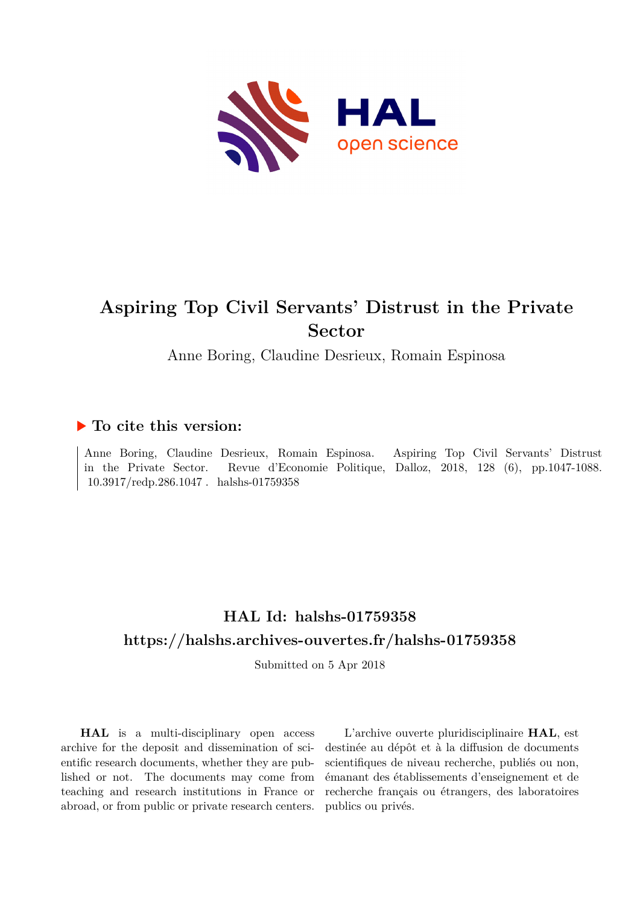# Aspiring Top Civil Servants' Distrust in the Private Sector

Anne Boring, Claudine Desrieux, Romain Espinosa

## ▶ To cite this version:

Anne Boring, Claudine Desrieux, Romain Espinosa. Aspiring Top Civil Servants' Distrust in the Private Sector. Revue d'Economie Politique, Dalloz, 2018, 128 (6), pp.1047-1088. 10.3917/redp.286.1047 . halshs-01759358

## HAL Id: halshs-01759358

## https://halshs.archives-ouvertes.fr/halshs-01759358

Submitted on 5 Apr 2018

**HAL** is a multi-disciplinary open access archive for the deposit and dissemination of scientific research documents, whether they are published or not. The documents may come from teaching and research institutions in France or abroad, or from public or private research centers.

L'archive ouverte pluridisciplinaire **HAL**, est destinée au dépôt et à la diffusion de documents scientifiques de niveau recherche, publiés ou non, émanant des établissements d'enseignement et de recherche français ou étrangers, des laboratoires publics ou privés.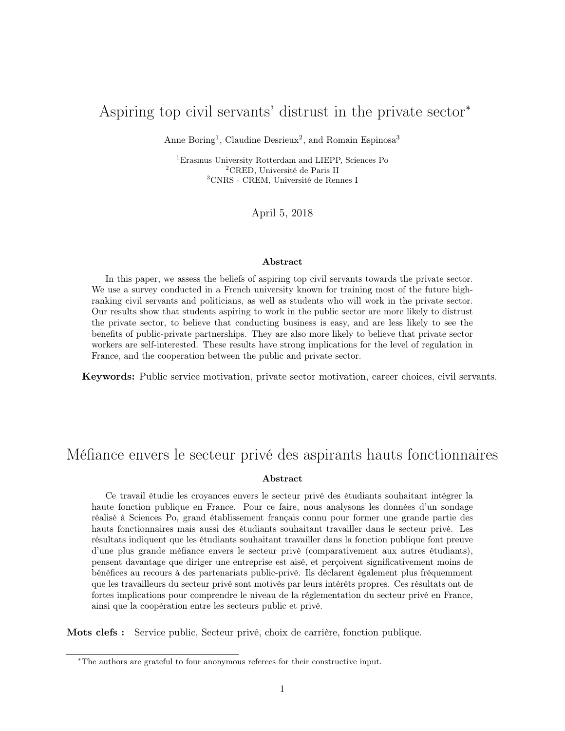# Aspiring top civil servants' distrust in the private sector*

Anne Boring[1], Claudine Desrieux[2], and Romain Espinosa[3]

[1]Erasmus University Rotterdam and LIEPP, Sciences Po
[2]CRED, Université de Paris II
[3]CNRS - CREM, Université de Rennes I

April 5, 2018

### Abstract

In this paper, we assess the beliefs of aspiring top civil servants towards the private sector. We use a survey conducted in a French university known for training most of the future high-ranking civil servants and politicians, as well as students who will work in the private sector. Our results show that students aspiring to work in the public sector are more likely to distrust the private sector, to believe that conducting business is easy, and are less likely to see the benefits of public-private partnerships. They are also more likely to believe that private sector workers are self-interested. These results have strong implications for the level of regulation in France, and the cooperation between the public and private sector.

**Keywords:** Public service motivation, private sector motivation, career choices, civil servants.

---

# Méfiance envers le secteur privé des aspirants hauts fonctionnaires

### Abstract

Ce travail étudie les croyances envers le secteur privé des étudiants souhaitant intégrer la haute fonction publique en France. Pour ce faire, nous analysons les données d'un sondage réalisé à Sciences Po, grand établissement français connu pour former une grande partie des hauts fonctionnaires mais aussi des étudiants souhaitant travailler dans le secteur privé. Les résultats indiquent que les étudiants souhaitant travailler dans la fonction publique font preuve d'une plus grande méfiance envers le secteur privé (comparativement aux autres étudiants), pensent davantage que diriger une entreprise est aisé, et perçoivent significativement moins de bénéfices au recours à des partenariats public-privé. Ils déclarent également plus fréquemment que les travailleurs du secteur privé sont motivés par leurs intérêts propres. Ces résultats ont de fortes implications pour comprendre le niveau de la réglementation du secteur privé en France, ainsi que la coopération entre les secteurs public et privé.

**Mots clefs :** Service public, Secteur privé, choix de carrière, fonction publique.

---

*The authors are grateful to four anonymous referees for their constructive input.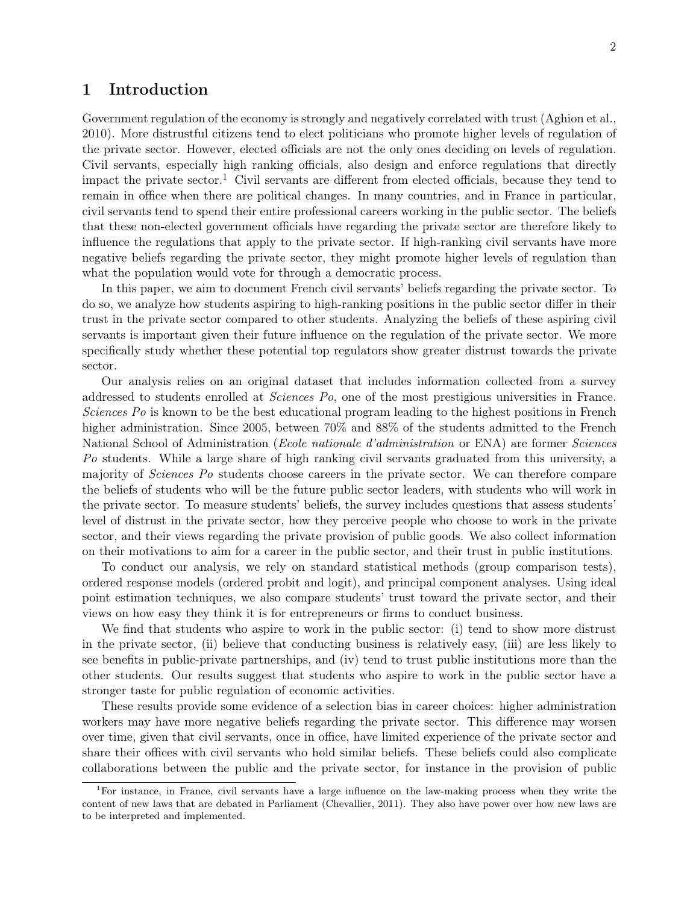# 1 Introduction

Government regulation of the economy is strongly and negatively correlated with trust (Aghion et al., 2010). More distrustful citizens tend to elect politicians who promote higher levels of regulation of the private sector. However, elected officials are not the only ones deciding on levels of regulation. Civil servants, especially high ranking officials, also design and enforce regulations that directly impact the private sector.[1] Civil servants are different from elected officials, because they tend to remain in office when there are political changes. In many countries, and in France in particular, civil servants tend to spend their entire professional careers working in the public sector. The beliefs that these non-elected government officials have regarding the private sector are therefore likely to influence the regulations that apply to the private sector. If high-ranking civil servants have more negative beliefs regarding the private sector, they might promote higher levels of regulation than what the population would vote for through a democratic process.

In this paper, we aim to document French civil servants' beliefs regarding the private sector. To do so, we analyze how students aspiring to high-ranking positions in the public sector differ in their trust in the private sector compared to other students. Analyzing the beliefs of these aspiring civil servants is important given their future influence on the regulation of the private sector. We more specifically study whether these potential top regulators show greater distrust towards the private sector.

Our analysis relies on an original dataset that includes information collected from a survey addressed to students enrolled at *Sciences Po*, one of the most prestigious universities in France. *Sciences Po* is known to be the best educational program leading to the highest positions in French higher administration. Since 2005, between 70% and 88% of the students admitted to the French National School of Administration (*Ecole nationale d'administration* or ENA) are former *Sciences Po* students. While a large share of high ranking civil servants graduated from this university, a majority of *Sciences Po* students choose careers in the private sector. We can therefore compare the beliefs of students who will be the future public sector leaders, with students who will work in the private sector. To measure students' beliefs, the survey includes questions that assess students' level of distrust in the private sector, how they perceive people who choose to work in the private sector, and their views regarding the private provision of public goods. We also collect information on their motivations to aim for a career in the public sector, and their trust in public institutions.

To conduct our analysis, we rely on standard statistical methods (group comparison tests), ordered response models (ordered probit and logit), and principal component analyses. Using ideal point estimation techniques, we also compare students' trust toward the private sector, and their views on how easy they think it is for entrepreneurs or firms to conduct business.

We find that students who aspire to work in the public sector: (i) tend to show more distrust in the private sector, (ii) believe that conducting business is relatively easy, (iii) are less likely to see benefits in public-private partnerships, and (iv) tend to trust public institutions more than the other students. Our results suggest that students who aspire to work in the public sector have a stronger taste for public regulation of economic activities.

These results provide some evidence of a selection bias in career choices: higher administration workers may have more negative beliefs regarding the private sector. This difference may worsen over time, given that civil servants, once in office, have limited experience of the private sector and share their offices with civil servants who hold similar beliefs. These beliefs could also complicate collaborations between the public and the private sector, for instance in the provision of public

[1] For instance, in France, civil servants have a large influence on the law-making process when they write the content of new laws that are debated in Parliament (Chevallier, 2011). They also have power over how new laws are to be interpreted and implemented.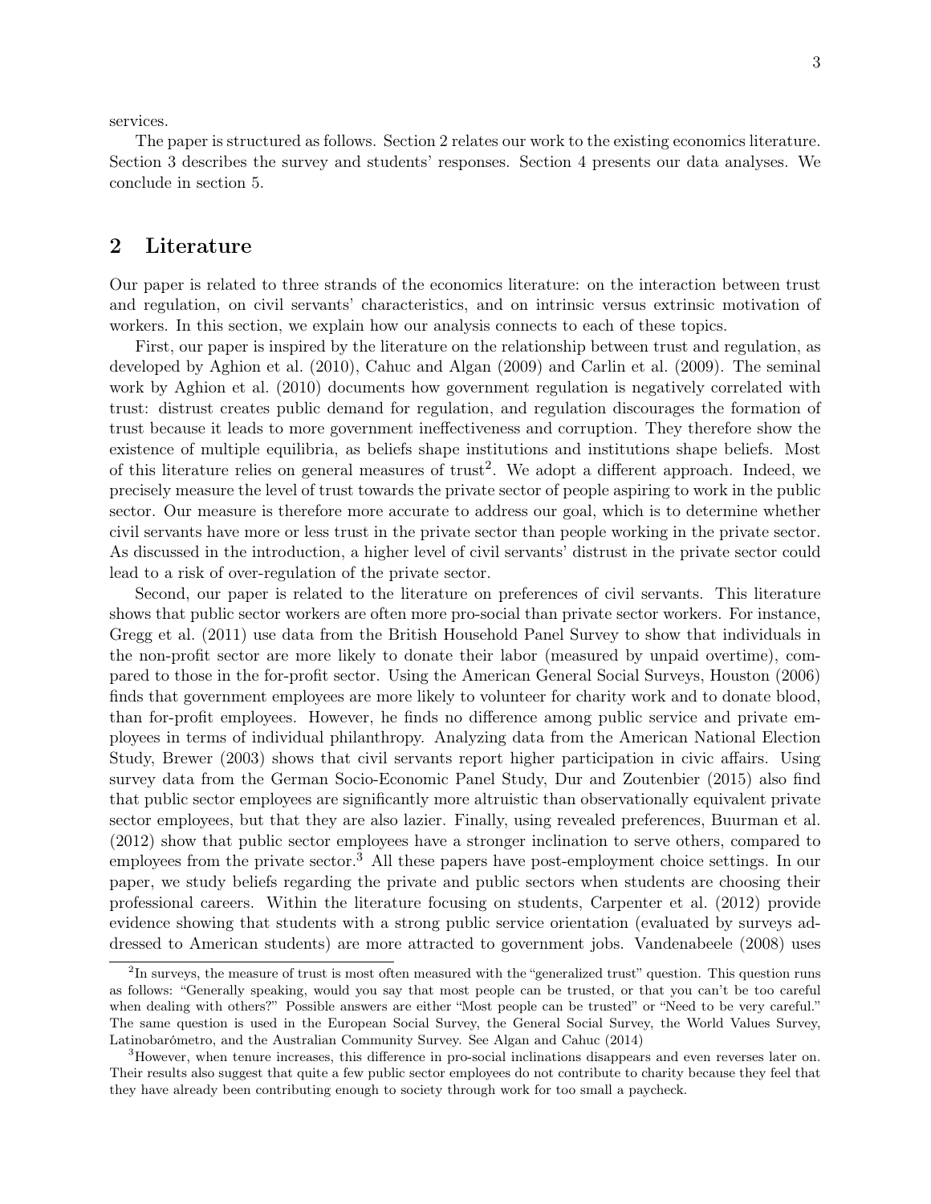services.

The paper is structured as follows. Section 2 relates our work to the existing economics literature. Section 3 describes the survey and students' responses. Section 4 presents our data analyses. We conclude in section 5.

## 2 Literature

Our paper is related to three strands of the economics literature: on the interaction between trust and regulation, on civil servants' characteristics, and on intrinsic versus extrinsic motivation of workers. In this section, we explain how our analysis connects to each of these topics.

First, our paper is inspired by the literature on the relationship between trust and regulation, as developed by Aghion et al. (2010), Cahuc and Algan (2009) and Carlin et al. (2009). The seminal work by Aghion et al. (2010) documents how government regulation is negatively correlated with trust: distrust creates public demand for regulation, and regulation discourages the formation of trust because it leads to more government ineffectiveness and corruption. They therefore show the existence of multiple equilibria, as beliefs shape institutions and institutions shape beliefs. Most of this literature relies on general measures of trust[2]. We adopt a different approach. Indeed, we precisely measure the level of trust towards the private sector of people aspiring to work in the public sector. Our measure is therefore more accurate to address our goal, which is to determine whether civil servants have more or less trust in the private sector than people working in the private sector. As discussed in the introduction, a higher level of civil servants' distrust in the private sector could lead to a risk of over-regulation of the private sector.

Second, our paper is related to the literature on preferences of civil servants. This literature shows that public sector workers are often more pro-social than private sector workers. For instance, Gregg et al. (2011) use data from the British Household Panel Survey to show that individuals in the non-profit sector are more likely to donate their labor (measured by unpaid overtime), compared to those in the for-profit sector. Using the American General Social Surveys, Houston (2006) finds that government employees are more likely to volunteer for charity work and to donate blood, than for-profit employees. However, he finds no difference among public service and private employees in terms of individual philanthropy. Analyzing data from the American National Election Study, Brewer (2003) shows that civil servants report higher participation in civic affairs. Using survey data from the German Socio-Economic Panel Study, Dur and Zoutenbier (2015) also find that public sector employees are significantly more altruistic than observationally equivalent private sector employees, but that they are also lazier. Finally, using revealed preferences, Buurman et al. (2012) show that public sector employees have a stronger inclination to serve others, compared to employees from the private sector.[3] All these papers have post-employment choice settings. In our paper, we study beliefs regarding the private and public sectors when students are choosing their professional careers. Within the literature focusing on students, Carpenter et al. (2012) provide evidence showing that students with a strong public service orientation (evaluated by surveys addressed to American students) are more attracted to government jobs. Vandenabeele (2008) uses

[2]In surveys, the measure of trust is most often measured with the "generalized trust" question. This question runs as follows: "Generally speaking, would you say that most people can be trusted, or that you can't be too careful when dealing with others?" Possible answers are either "Most people can be trusted" or "Need to be very careful." The same question is used in the European Social Survey, the General Social Survey, the World Values Survey, Latinobarómetro, and the Australian Community Survey. See Algan and Cahuc (2014)

[3]However, when tenure increases, this difference in pro-social inclinations disappears and even reverses later on. Their results also suggest that quite a few public sector employees do not contribute to charity because they feel that they have already been contributing enough to society through work for too small a paycheck.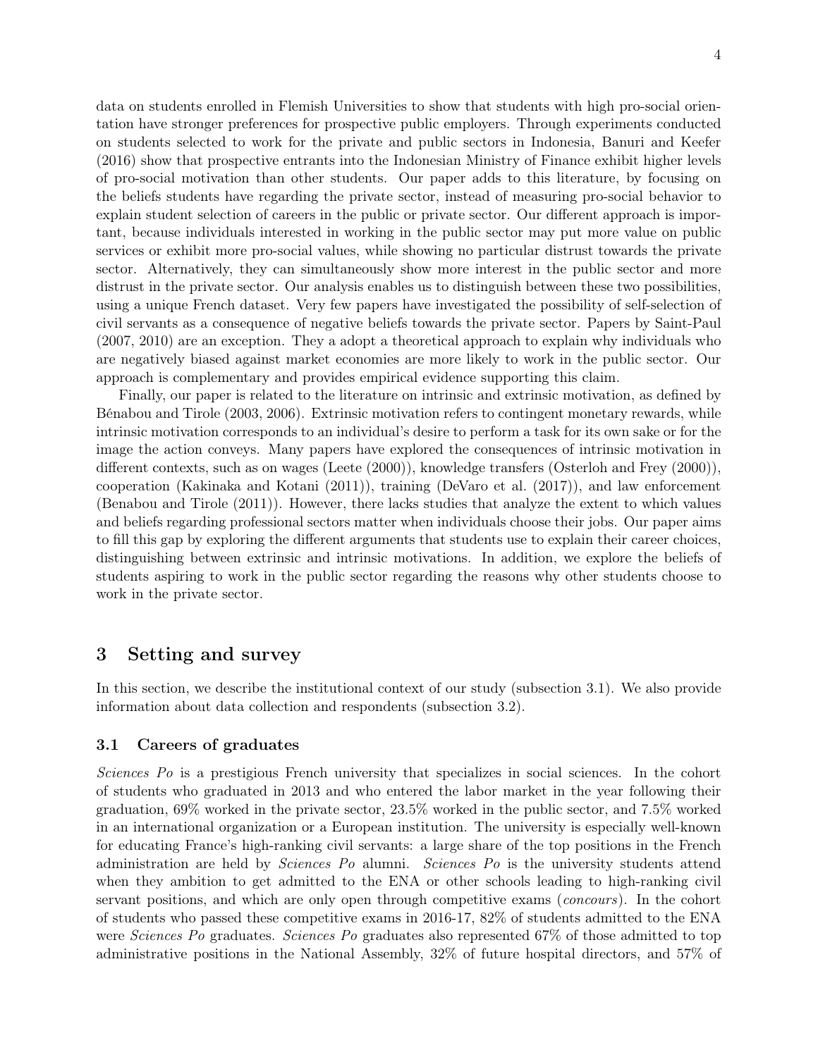data on students enrolled in Flemish Universities to show that students with high pro-social orientation have stronger preferences for prospective public employers. Through experiments conducted on students selected to work for the private and public sectors in Indonesia, Banuri and Keefer (2016) show that prospective entrants into the Indonesian Ministry of Finance exhibit higher levels of pro-social motivation than other students. Our paper adds to this literature, by focusing on the beliefs students have regarding the private sector, instead of measuring pro-social behavior to explain student selection of careers in the public or private sector. Our different approach is important, because individuals interested in working in the public sector may put more value on public services or exhibit more pro-social values, while showing no particular distrust towards the private sector. Alternatively, they can simultaneously show more interest in the public sector and more distrust in the private sector. Our analysis enables us to distinguish between these two possibilities, using a unique French dataset. Very few papers have investigated the possibility of self-selection of civil servants as a consequence of negative beliefs towards the private sector. Papers by Saint-Paul (2007, 2010) are an exception. They a adopt a theoretical approach to explain why individuals who are negatively biased against market economies are more likely to work in the public sector. Our approach is complementary and provides empirical evidence supporting this claim.

Finally, our paper is related to the literature on intrinsic and extrinsic motivation, as defined by Bénabou and Tirole (2003, 2006). Extrinsic motivation refers to contingent monetary rewards, while intrinsic motivation corresponds to an individual's desire to perform a task for its own sake or for the image the action conveys. Many papers have explored the consequences of intrinsic motivation in different contexts, such as on wages (Leete (2000)), knowledge transfers (Osterloh and Frey (2000)), cooperation (Kakinaka and Kotani (2011)), training (DeVaro et al. (2017)), and law enforcement (Benabou and Tirole (2011)). However, there lacks studies that analyze the extent to which values and beliefs regarding professional sectors matter when individuals choose their jobs. Our paper aims to fill this gap by exploring the different arguments that students use to explain their career choices, distinguishing between extrinsic and intrinsic motivations. In addition, we explore the beliefs of students aspiring to work in the public sector regarding the reasons why other students choose to work in the private sector.

## 3 Setting and survey

In this section, we describe the institutional context of our study (subsection 3.1). We also provide information about data collection and respondents (subsection 3.2).

### 3.1 Careers of graduates

*Sciences Po* is a prestigious French university that specializes in social sciences. In the cohort of students who graduated in 2013 and who entered the labor market in the year following their graduation, 69% worked in the private sector, 23.5% worked in the public sector, and 7.5% worked in an international organization or a European institution. The university is especially well-known for educating France's high-ranking civil servants: a large share of the top positions in the French administration are held by *Sciences Po* alumni. *Sciences Po* is the university students attend when they ambition to get admitted to the ENA or other schools leading to high-ranking civil servant positions, and which are only open through competitive exams (*concours*). In the cohort of students who passed these competitive exams in 2016-17, 82% of students admitted to the ENA were *Sciences Po* graduates. *Sciences Po* graduates also represented 67% of those admitted to top administrative positions in the National Assembly, 32% of future hospital directors, and 57% of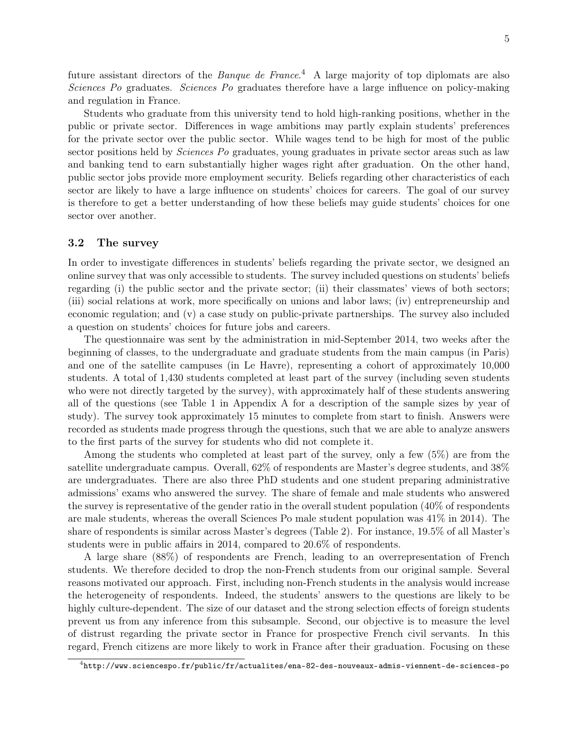future assistant directors of the *Banque de France*.[4] A large majority of top diplomats are also *Sciences Po* graduates. *Sciences Po* graduates therefore have a large influence on policy-making and regulation in France.

Students who graduate from this university tend to hold high-ranking positions, whether in the public or private sector. Differences in wage ambitions may partly explain students' preferences for the private sector over the public sector. While wages tend to be high for most of the public sector positions held by *Sciences Po* graduates, young graduates in private sector areas such as law and banking tend to earn substantially higher wages right after graduation. On the other hand, public sector jobs provide more employment security. Beliefs regarding other characteristics of each sector are likely to have a large influence on students' choices for careers. The goal of our survey is therefore to get a better understanding of how these beliefs may guide students' choices for one sector over another.

### 3.2 The survey

In order to investigate differences in students' beliefs regarding the private sector, we designed an online survey that was only accessible to students. The survey included questions on students' beliefs regarding (i) the public sector and the private sector; (ii) their classmates' views of both sectors; (iii) social relations at work, more specifically on unions and labor laws; (iv) entrepreneurship and economic regulation; and (v) a case study on public-private partnerships. The survey also included a question on students' choices for future jobs and careers.

The questionnaire was sent by the administration in mid-September 2014, two weeks after the beginning of classes, to the undergraduate and graduate students from the main campus (in Paris) and one of the satellite campuses (in Le Havre), representing a cohort of approximately 10,000 students. A total of 1,430 students completed at least part of the survey (including seven students who were not directly targeted by the survey), with approximately half of these students answering all of the questions (see Table 1 in Appendix A for a description of the sample sizes by year of study). The survey took approximately 15 minutes to complete from start to finish. Answers were recorded as students made progress through the questions, such that we are able to analyze answers to the first parts of the survey for students who did not complete it.

Among the students who completed at least part of the survey, only a few (5%) are from the satellite undergraduate campus. Overall, 62% of respondents are Master's degree students, and 38% are undergraduates. There are also three PhD students and one student preparing administrative admissions' exams who answered the survey. The share of female and male students who answered the survey is representative of the gender ratio in the overall student population (40% of respondents are male students, whereas the overall Sciences Po male student population was 41% in 2014). The share of respondents is similar across Master's degrees (Table 2). For instance, 19.5% of all Master's students were in public affairs in 2014, compared to 20.6% of respondents.

A large share (88%) of respondents are French, leading to an overrepresentation of French students. We therefore decided to drop the non-French students from our original sample. Several reasons motivated our approach. First, including non-French students in the analysis would increase the heterogeneity of respondents. Indeed, the students' answers to the questions are likely to be highly culture-dependent. The size of our dataset and the strong selection effects of foreign students prevent us from any inference from this subsample. Second, our objective is to measure the level of distrust regarding the private sector in France for prospective French civil servants. In this regard, French citizens are more likely to work in France after their graduation. Focusing on these

[4] http://www.sciencespo.fr/public/fr/actualites/ena-82-des-nouveaux-admis-viennent-de-sciences-po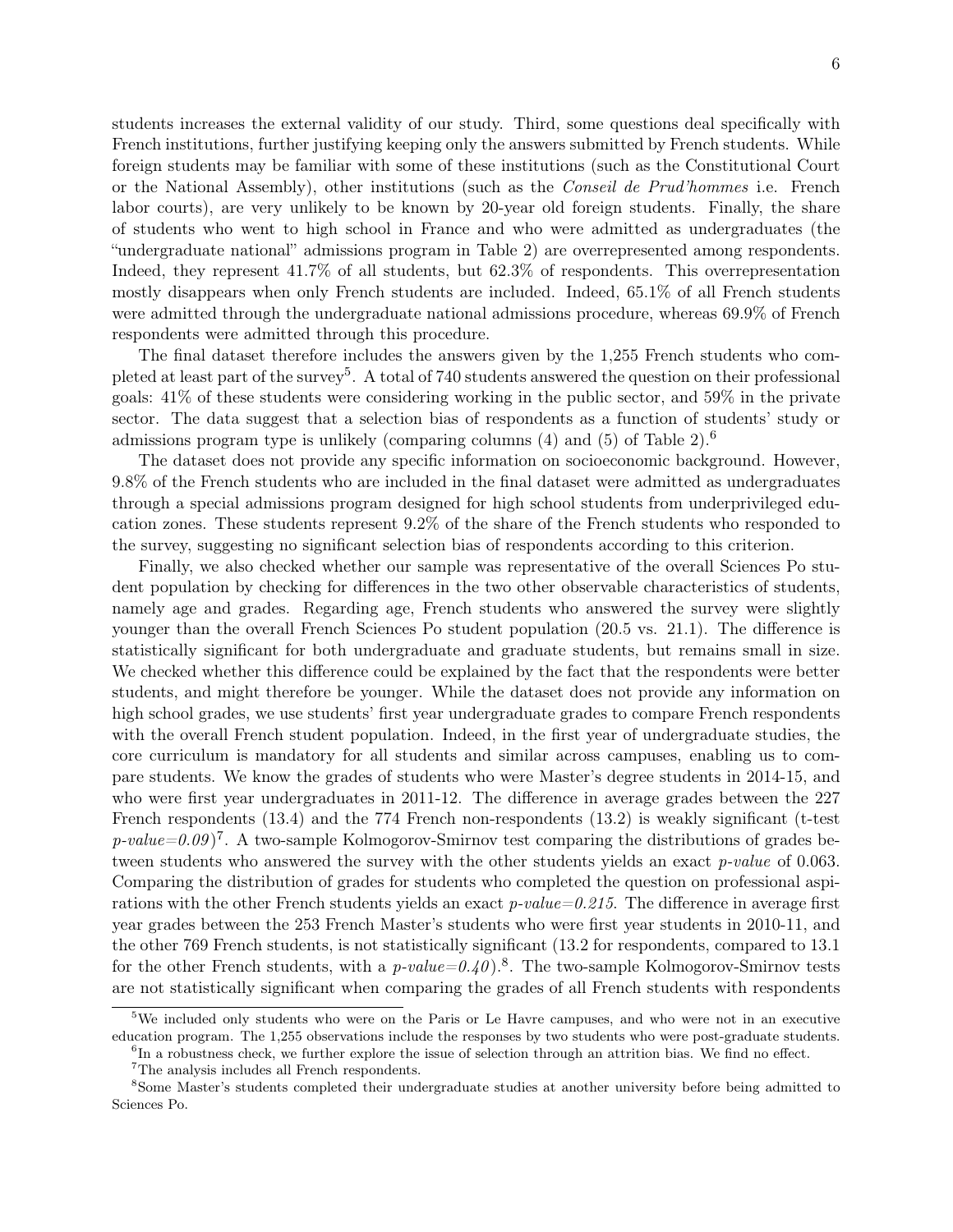students increases the external validity of our study. Third, some questions deal specifically with French institutions, further justifying keeping only the answers submitted by French students. While foreign students may be familiar with some of these institutions (such as the Constitutional Court or the National Assembly), other institutions (such as the *Conseil de Prud'hommes* i.e. French labor courts), are very unlikely to be known by 20-year old foreign students. Finally, the share of students who went to high school in France and who were admitted as undergraduates (the "undergraduate national" admissions program in Table 2) are overrepresented among respondents. Indeed, they represent 41.7% of all students, but 62.3% of respondents. This overrepresentation mostly disappears when only French students are included. Indeed, 65.1% of all French students were admitted through the undergraduate national admissions procedure, whereas 69.9% of French respondents were admitted through this procedure.

The final dataset therefore includes the answers given by the 1,255 French students who completed at least part of the survey[5]. A total of 740 students answered the question on their professional goals: 41% of these students were considering working in the public sector, and 59% in the private sector. The data suggest that a selection bias of respondents as a function of students' study or admissions program type is unlikely (comparing columns (4) and (5) of Table 2).[6]

The dataset does not provide any specific information on socioeconomic background. However, 9.8% of the French students who are included in the final dataset were admitted as undergraduates through a special admissions program designed for high school students from underprivileged education zones. These students represent 9.2% of the share of the French students who responded to the survey, suggesting no significant selection bias of respondents according to this criterion.

Finally, we also checked whether our sample was representative of the overall Sciences Po student population by checking for differences in the two other observable characteristics of students, namely age and grades. Regarding age, French students who answered the survey were slightly younger than the overall French Sciences Po student population (20.5 vs. 21.1). The difference is statistically significant for both undergraduate and graduate students, but remains small in size. We checked whether this difference could be explained by the fact that the respondents were better students, and might therefore be younger. While the dataset does not provide any information on high school grades, we use students' first year undergraduate grades to compare French respondents with the overall French student population. Indeed, in the first year of undergraduate studies, the core curriculum is mandatory for all students and similar across campuses, enabling us to compare students. We know the grades of students who were Master's degree students in 2014-15, and who were first year undergraduates in 2011-12. The difference in average grades between the 227 French respondents (13.4) and the 774 French non-respondents (13.2) is weakly significant (t-test *p-value=0.09*)[7]. A two-sample Kolmogorov-Smirnov test comparing the distributions of grades between students who answered the survey with the other students yields an exact *p-value* of 0.063. Comparing the distribution of grades for students who completed the question on professional aspirations with the other French students yields an exact *p-value=0.215*. The difference in average first year grades between the 253 French Master's students who were first year students in 2010-11, and the other 769 French students, is not statistically significant (13.2 for respondents, compared to 13.1 for the other French students, with a *p-value=0.40*).[8]. The two-sample Kolmogorov-Smirnov tests are not statistically significant when comparing the grades of all French students with respondents

---

[5] We included only students who were on the Paris or Le Havre campuses, and who were not in an executive education program. The 1,255 observations include the responses by two students who were post-graduate students.

[6] In a robustness check, we further explore the issue of selection through an attrition bias. We find no effect.

[7] The analysis includes all French respondents.

[8] Some Master's students completed their undergraduate studies at another university before being admitted to Sciences Po.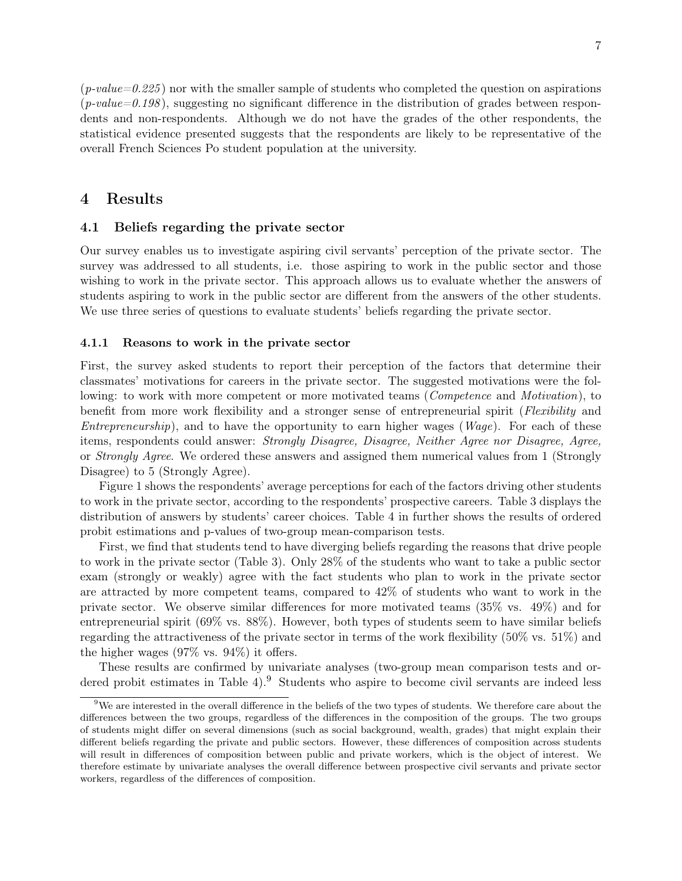(*p-value=0.225*) nor with the smaller sample of students who completed the question on aspirations (*p-value=0.198*), suggesting no significant difference in the distribution of grades between respondents and non-respondents. Although we do not have the grades of the other respondents, the statistical evidence presented suggests that the respondents are likely to be representative of the overall French Sciences Po student population at the university.

# 4 Results

## 4.1 Beliefs regarding the private sector

Our survey enables us to investigate aspiring civil servants' perception of the private sector. The survey was addressed to all students, i.e. those aspiring to work in the public sector and those wishing to work in the private sector. This approach allows us to evaluate whether the answers of students aspiring to work in the public sector are different from the answers of the other students. We use three series of questions to evaluate students' beliefs regarding the private sector.

### 4.1.1 Reasons to work in the private sector

First, the survey asked students to report their perception of the factors that determine their classmates' motivations for careers in the private sector. The suggested motivations were the following: to work with more competent or more motivated teams (*Competence* and *Motivation*), to benefit from more work flexibility and a stronger sense of entrepreneurial spirit (*Flexibility* and *Entrepreneurship*), and to have the opportunity to earn higher wages (*Wage*). For each of these items, respondents could answer: *Strongly Disagree, Disagree, Neither Agree nor Disagree, Agree,* or *Strongly Agree*. We ordered these answers and assigned them numerical values from 1 (Strongly Disagree) to 5 (Strongly Agree).

Figure 1 shows the respondents' average perceptions for each of the factors driving other students to work in the private sector, according to the respondents' prospective careers. Table 3 displays the distribution of answers by students' career choices. Table 4 in further shows the results of ordered probit estimations and p-values of two-group mean-comparison tests.

First, we find that students tend to have diverging beliefs regarding the reasons that drive people to work in the private sector (Table 3). Only 28% of the students who want to take a public sector exam (strongly or weakly) agree with the fact students who plan to work in the private sector are attracted by more competent teams, compared to 42% of students who want to work in the private sector. We observe similar differences for more motivated teams (35% vs. 49%) and for entrepreneurial spirit (69% vs. 88%). However, both types of students seem to have similar beliefs regarding the attractiveness of the private sector in terms of the work flexibility (50% vs. 51%) and the higher wages (97% vs. 94%) it offers.

These results are confirmed by univariate analyses (two-group mean comparison tests and ordered probit estimates in Table 4).[9] Students who aspire to become civil servants are indeed less

[9] We are interested in the overall difference in the beliefs of the two types of students. We therefore care about the differences between the two groups, regardless of the differences in the composition of the groups. The two groups of students might differ on several dimensions (such as social background, wealth, grades) that might explain their different beliefs regarding the private and public sectors. However, these differences of composition across students will result in differences of composition between public and private workers, which is the object of interest. We therefore estimate by univariate analyses the overall difference between prospective civil servants and private sector workers, regardless of the differences of composition.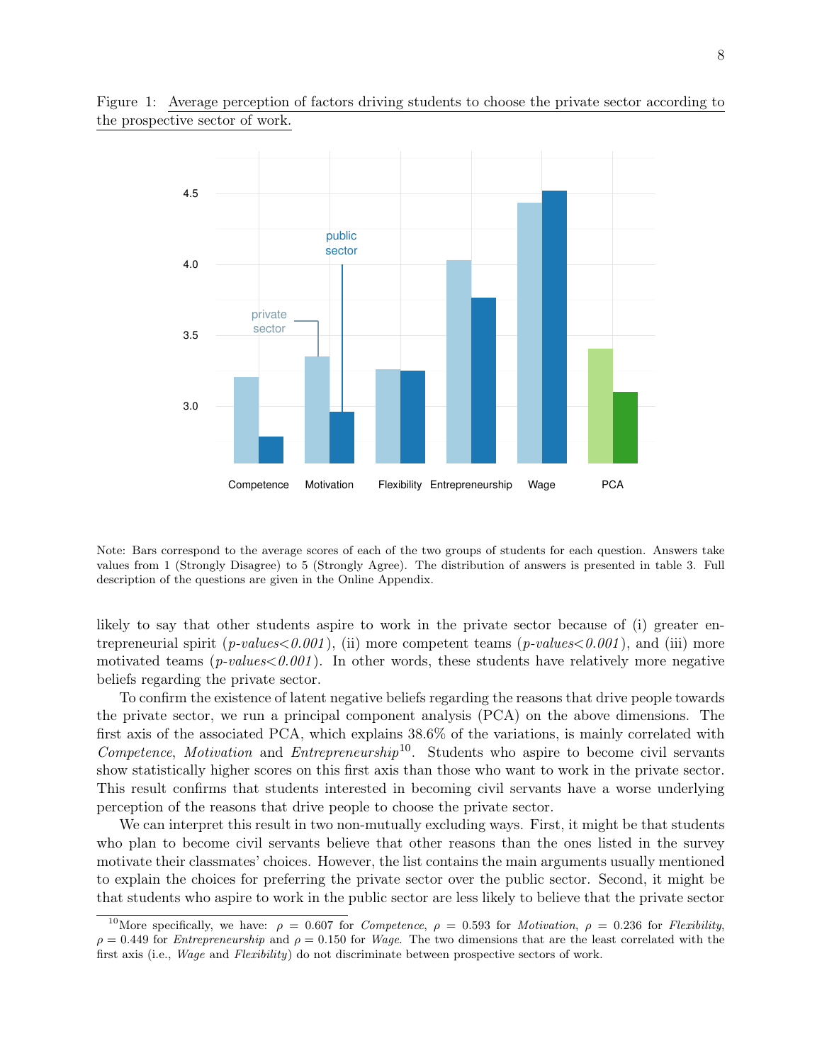Figure 1: Average perception of factors driving students to choose the private sector according to the prospective sector of work.

Note: Bars correspond to the average scores of each of the two groups of students for each question. Answers take values from 1 (Strongly Disagree) to 5 (Strongly Agree). The distribution of answers is presented in table 3. Full description of the questions are given in the Online Appendix.

likely to say that other students aspire to work in the private sector because of (i) greater entrepreneurial spirit (*p-values<0.001*), (ii) more competent teams (*p-values<0.001*), and (iii) more motivated teams (*p-values<0.001*). In other words, these students have relatively more negative beliefs regarding the private sector.

To confirm the existence of latent negative beliefs regarding the reasons that drive people towards the private sector, we run a principal component analysis (PCA) on the above dimensions. The first axis of the associated PCA, which explains 38.6% of the variations, is mainly correlated with *Competence*, *Motivation* and *Entrepreneurship*[10]. Students who aspire to become civil servants show statistically higher scores on this first axis than those who want to work in the private sector. This result confirms that students interested in becoming civil servants have a worse underlying perception of the reasons that drive people to choose the private sector.

We can interpret this result in two non-mutually excluding ways. First, it might be that students who plan to become civil servants believe that other reasons than the ones listed in the survey motivate their classmates' choices. However, the list contains the main arguments usually mentioned to explain the choices for preferring the private sector over the public sector. Second, it might be that students who aspire to work in the public sector are less likely to believe that the private sector

[10] More specifically, we have: $\rho = 0.607$ for *Competence*, $\rho = 0.593$ for *Motivation*, $\rho = 0.236$ for *Flexibility*, $\rho = 0.449$ for *Entrepreneurship* and $\rho = 0.150$ for *Wage*. The two dimensions that are the least correlated with the first axis (i.e., *Wage* and *Flexibility*) do not discriminate between prospective sectors of work.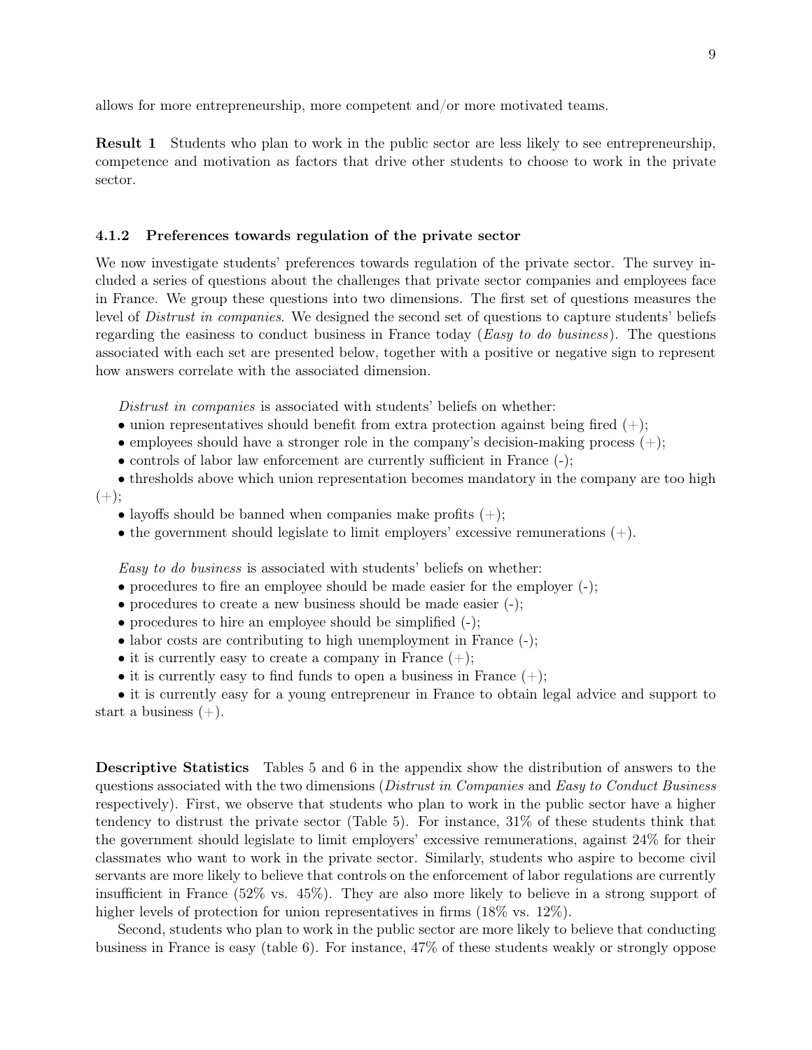allows for more entrepreneurship, more competent and/or more motivated teams.

**Result 1** Students who plan to work in the public sector are less likely to see entrepreneurship, competence and motivation as factors that drive other students to choose to work in the private sector.

#### 4.1.2 Preferences towards regulation of the private sector

We now investigate students' preferences towards regulation of the private sector. The survey included a series of questions about the challenges that private sector companies and employees face in France. We group these questions into two dimensions. The first set of questions measures the level of *Distrust in companies*. We designed the second set of questions to capture students' beliefs regarding the easiness to conduct business in France today (*Easy to do business*). The questions associated with each set are presented below, together with a positive or negative sign to represent how answers correlate with the associated dimension.

*Distrust in companies* is associated with students' beliefs on whether:

- union representatives should benefit from extra protection against being fired (+);
- employees should have a stronger role in the company's decision-making process (+);
- controls of labor law enforcement are currently sufficient in France (-);
- thresholds above which union representation becomes mandatory in the company are too high (+);
- layoffs should be banned when companies make profits (+);
- the government should legislate to limit employers' excessive remunerations (+).

*Easy to do business* is associated with students' beliefs on whether:

- procedures to fire an employee should be made easier for the employer (-);
- procedures to create a new business should be made easier (-);
- procedures to hire an employee should be simplified (-);
- labor costs are contributing to high unemployment in France (-);
- it is currently easy to create a company in France (+);
- it is currently easy to find funds to open a business in France (+);
- it is currently easy for a young entrepreneur in France to obtain legal advice and support to start a business (+).

**Descriptive Statistics** Tables 5 and 6 in the appendix show the distribution of answers to the questions associated with the two dimensions (*Distrust in Companies* and *Easy to Conduct Business* respectively). First, we observe that students who plan to work in the public sector have a higher tendency to distrust the private sector (Table 5). For instance, 31% of these students think that the government should legislate to limit employers' excessive remunerations, against 24% for their classmates who want to work in the private sector. Similarly, students who aspire to become civil servants are more likely to believe that controls on the enforcement of labor regulations are currently insufficient in France (52% vs. 45%). They are also more likely to believe in a strong support of higher levels of protection for union representatives in firms (18% vs. 12%).

Second, students who plan to work in the public sector are more likely to believe that conducting business in France is easy (table 6). For instance, 47% of these students weakly or strongly oppose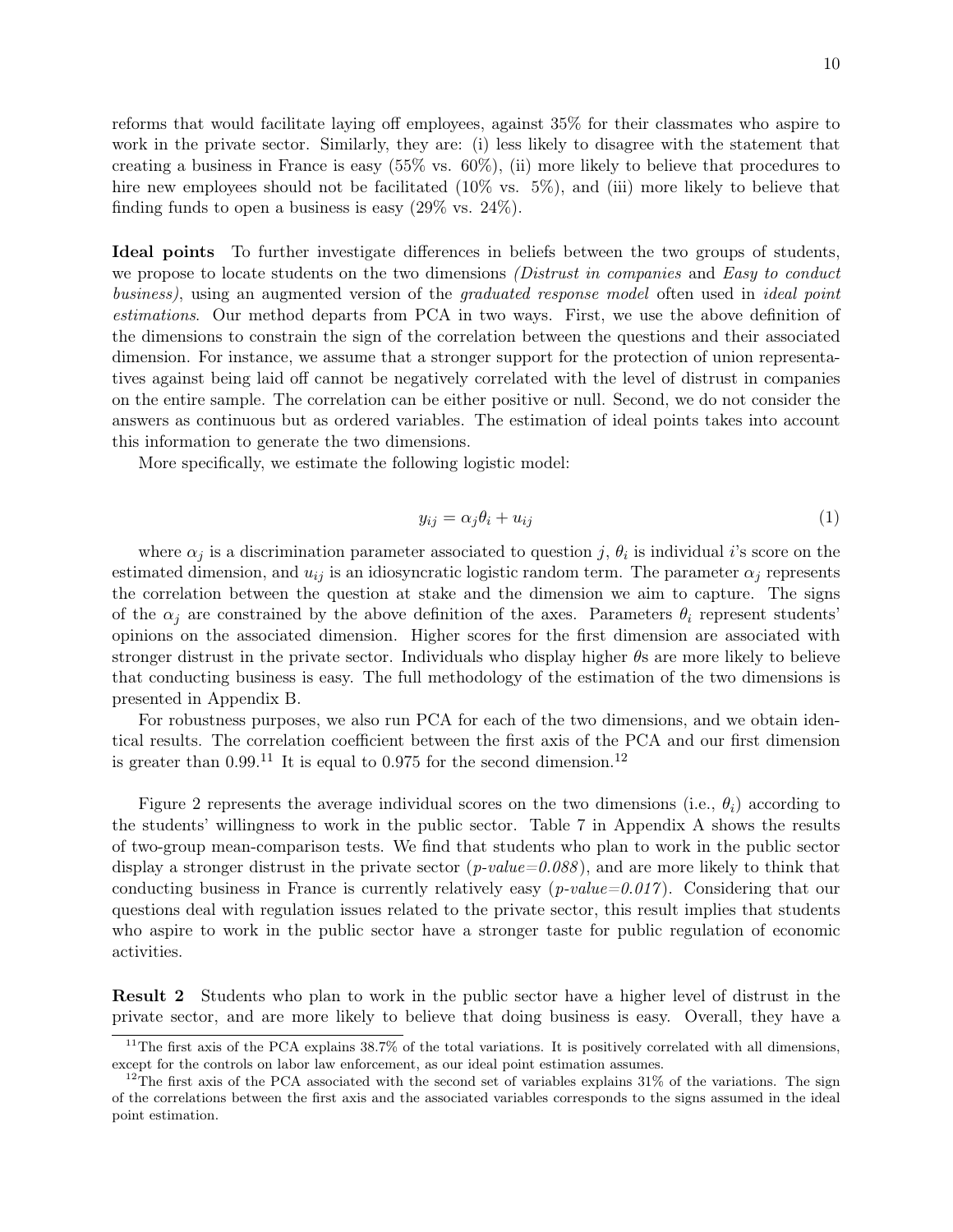reforms that would facilitate laying off employees, against 35% for their classmates who aspire to work in the private sector. Similarly, they are: (i) less likely to disagree with the statement that creating a business in France is easy (55% vs. 60%), (ii) more likely to believe that procedures to hire new employees should not be facilitated (10% vs. 5%), and (iii) more likely to believe that finding funds to open a business is easy (29% vs. 24%).

**Ideal points** To further investigate differences in beliefs between the two groups of students, we propose to locate students on the two dimensions *(Distrust in companies* and *Easy to conduct business)*, using an augmented version of the *graduated response model* often used in *ideal point estimations*. Our method departs from PCA in two ways. First, we use the above definition of the dimensions to constrain the sign of the correlation between the questions and their associated dimension. For instance, we assume that a stronger support for the protection of union representatives against being laid off cannot be negatively correlated with the level of distrust in companies on the entire sample. The correlation can be either positive or null. Second, we do not consider the answers as continuous but as ordered variables. The estimation of ideal points takes into account this information to generate the two dimensions.

More specifically, we estimate the following logistic model:

$$y_{ij} = \alpha_j \theta_i + u_{ij} \tag{1}$$

where $\alpha_j$ is a discrimination parameter associated to question $j$, $\theta_i$ is individual $i$'s score on the estimated dimension, and $u_{ij}$ is an idiosyncratic logistic random term. The parameter $\alpha_j$ represents the correlation between the question at stake and the dimension we aim to capture. The signs of the $\alpha_j$ are constrained by the above definition of the axes. Parameters $\theta_i$ represent students' opinions on the associated dimension. Higher scores for the first dimension are associated with stronger distrust in the private sector. Individuals who display higher $\theta$s are more likely to believe that conducting business is easy. The full methodology of the estimation of the two dimensions is presented in Appendix B.

For robustness purposes, we also run PCA for each of the two dimensions, and we obtain identical results. The correlation coefficient between the first axis of the PCA and our first dimension is greater than 0.99.[11] It is equal to 0.975 for the second dimension.[12]

Figure 2 represents the average individual scores on the two dimensions (i.e., $\theta_i$) according to the students' willingness to work in the public sector. Table 7 in Appendix A shows the results of two-group mean-comparison tests. We find that students who plan to work in the public sector display a stronger distrust in the private sector (*p-value=0.088*), and are more likely to think that conducting business in France is currently relatively easy (*p-value=0.017*). Considering that our questions deal with regulation issues related to the private sector, this result implies that students who aspire to work in the public sector have a stronger taste for public regulation of economic activities.

**Result 2** Students who plan to work in the public sector have a higher level of distrust in the private sector, and are more likely to believe that doing business is easy. Overall, they have a

[11] The first axis of the PCA explains 38.7% of the total variations. It is positively correlated with all dimensions, except for the controls on labor law enforcement, as our ideal point estimation assumes.

[12] The first axis of the PCA associated with the second set of variables explains 31% of the variations. The sign of the correlations between the first axis and the associated variables corresponds to the signs assumed in the ideal point estimation.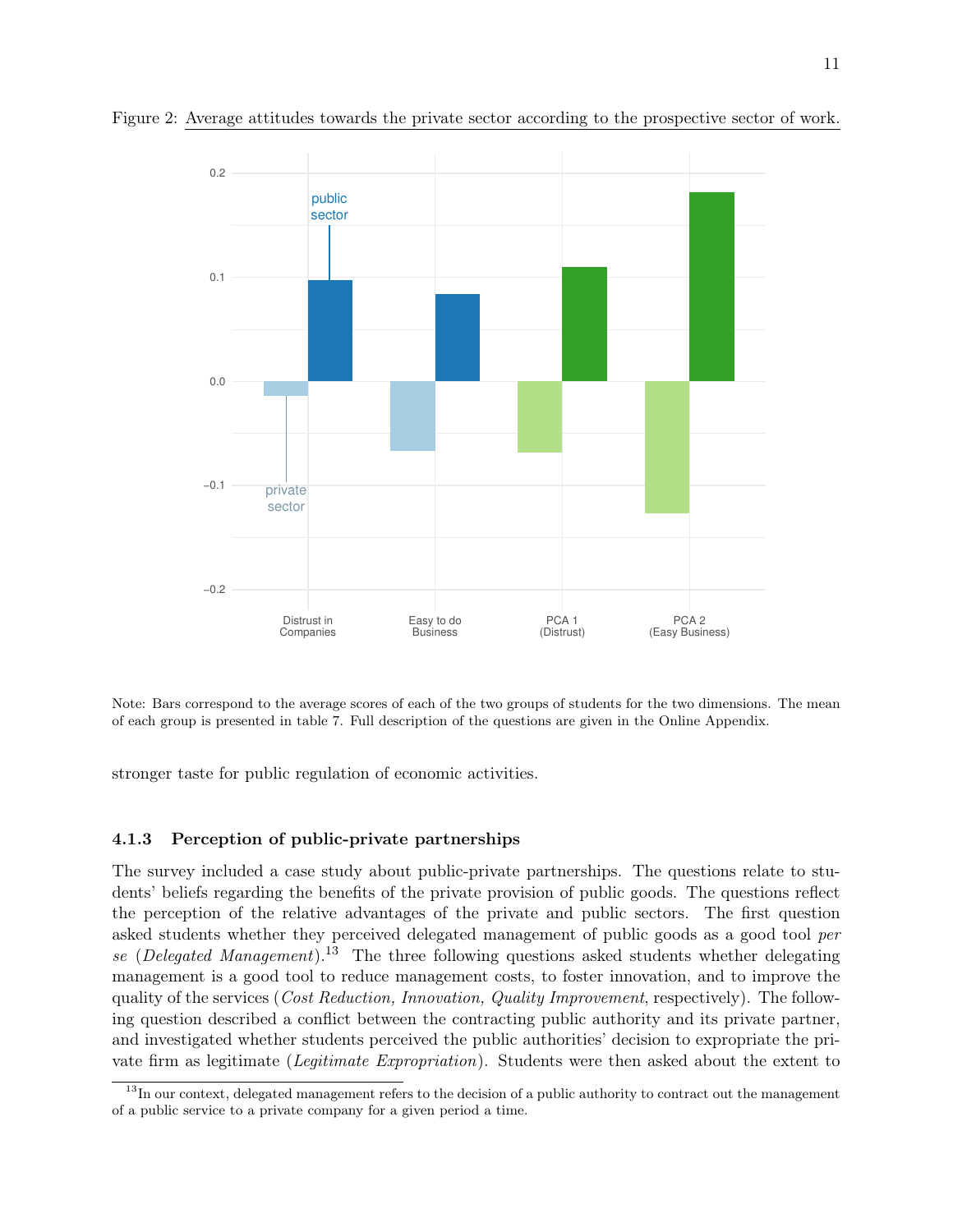Figure 2: Average attitudes towards the private sector according to the prospective sector of work.

Note: Bars correspond to the average scores of each of the two groups of students for the two dimensions. The mean of each group is presented in table 7. Full description of the questions are given in the Online Appendix.

stronger taste for public regulation of economic activities.

### 4.1.3 Perception of public-private partnerships

The survey included a case study about public-private partnerships. The questions relate to students' beliefs regarding the benefits of the private provision of public goods. The questions reflect the perception of the relative advantages of the private and public sectors. The first question asked students whether they perceived delegated management of public goods as a good tool *per se* (*Delegated Management*).[13] The three following questions asked students whether delegating management is a good tool to reduce management costs, to foster innovation, and to improve the quality of the services (*Cost Reduction, Innovation, Quality Improvement*, respectively). The following question described a conflict between the contracting public authority and its private partner, and investigated whether students perceived the public authorities' decision to expropriate the private firm as legitimate (*Legitimate Expropriation*). Students were then asked about the extent to

[13] In our context, delegated management refers to the decision of a public authority to contract out the management of a public service to a private company for a given period a time.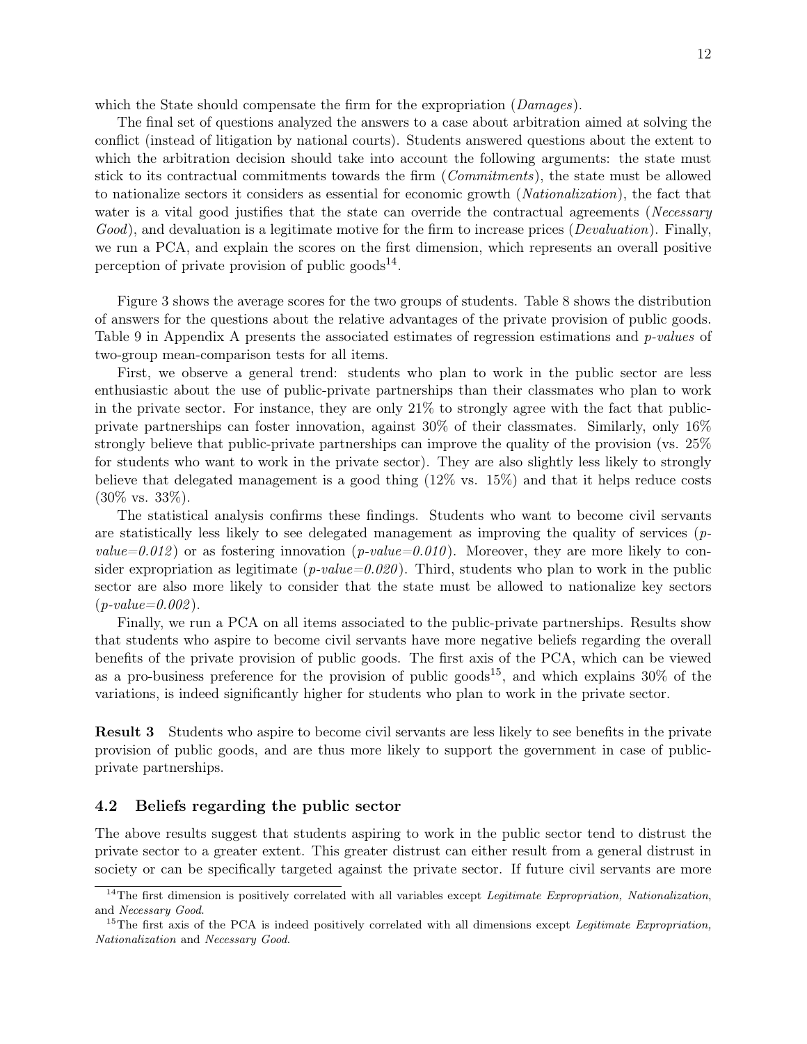which the State should compensate the firm for the expropriation (*Damages*).

The final set of questions analyzed the answers to a case about arbitration aimed at solving the conflict (instead of litigation by national courts). Students answered questions about the extent to which the arbitration decision should take into account the following arguments: the state must stick to its contractual commitments towards the firm (*Commitments*), the state must be allowed to nationalize sectors it considers as essential for economic growth (*Nationalization*), the fact that water is a vital good justifies that the state can override the contractual agreements (*Necessary Good*), and devaluation is a legitimate motive for the firm to increase prices (*Devaluation*). Finally, we run a PCA, and explain the scores on the first dimension, which represents an overall positive perception of private provision of public goods[14].

Figure 3 shows the average scores for the two groups of students. Table 8 shows the distribution of answers for the questions about the relative advantages of the private provision of public goods. Table 9 in Appendix A presents the associated estimates of regression estimations and *p-values* of two-group mean-comparison tests for all items.

First, we observe a general trend: students who plan to work in the public sector are less enthusiastic about the use of public-private partnerships than their classmates who plan to work in the private sector. For instance, they are only 21% to strongly agree with the fact that public-private partnerships can foster innovation, against 30% of their classmates. Similarly, only 16% strongly believe that public-private partnerships can improve the quality of the provision (vs. 25% for students who want to work in the private sector). They are also slightly less likely to strongly believe that delegated management is a good thing (12% vs. 15%) and that it helps reduce costs (30% vs. 33%).

The statistical analysis confirms these findings. Students who want to become civil servants are statistically less likely to see delegated management as improving the quality of services (*p-value=0.012*) or as fostering innovation (*p-value=0.010*). Moreover, they are more likely to consider expropriation as legitimate (*p-value=0.020*). Third, students who plan to work in the public sector are also more likely to consider that the state must be allowed to nationalize key sectors (*p-value=0.002*).

Finally, we run a PCA on all items associated to the public-private partnerships. Results show that students who aspire to become civil servants have more negative beliefs regarding the overall benefits of the private provision of public goods. The first axis of the PCA, which can be viewed as a pro-business preference for the provision of public goods[15], and which explains 30% of the variations, is indeed significantly higher for students who plan to work in the private sector.

**Result 3** Students who aspire to become civil servants are less likely to see benefits in the private provision of public goods, and are thus more likely to support the government in case of public-private partnerships.

### 4.2 Beliefs regarding the public sector

The above results suggest that students aspiring to work in the public sector tend to distrust the private sector to a greater extent. This greater distrust can either result from a general distrust in society or can be specifically targeted against the private sector. If future civil servants are more

[14] The first dimension is positively correlated with all variables except *Legitimate Expropriation, Nationalization*, and *Necessary Good*.

[15] The first axis of the PCA is indeed positively correlated with all dimensions except *Legitimate Exprropriation, Nationalization* and *Necessary Good*.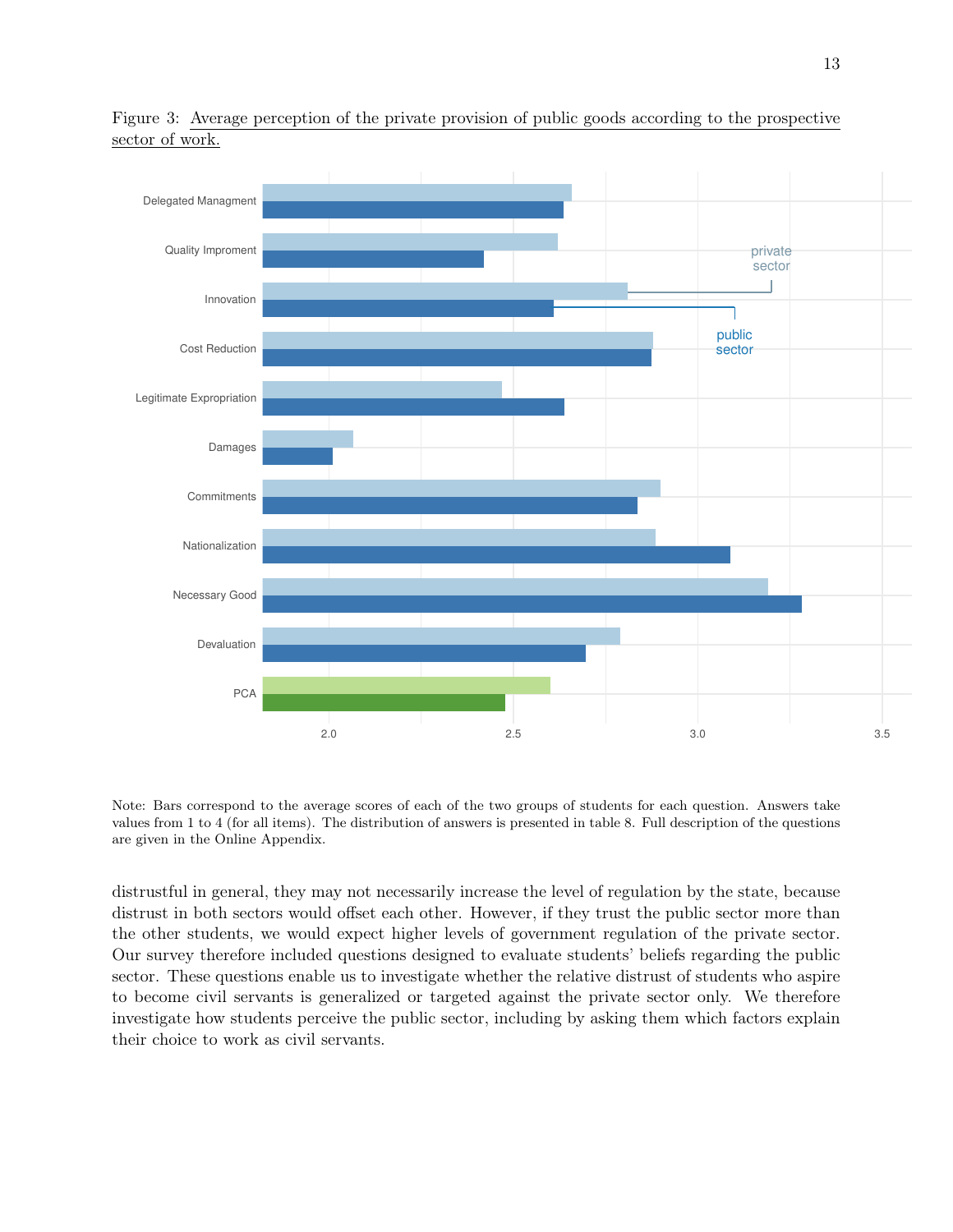Figure 3: Average perception of the private provision of public goods according to the prospective sector of work.

Note: Bars correspond to the average scores of each of the two groups of students for each question. Answers take values from 1 to 4 (for all items). The distribution of answers is presented in table 8. Full description of the questions are given in the Online Appendix.

distrustful in general, they may not necessarily increase the level of regulation by the state, because distrust in both sectors would offset each other. However, if they trust the public sector more than the other students, we would expect higher levels of government regulation of the private sector. Our survey therefore included questions designed to evaluate students' beliefs regarding the public sector. These questions enable us to investigate whether the relative distrust of students who aspire to become civil servants is generalized or targeted against the private sector only. We therefore investigate how students perceive the public sector, including by asking them which factors explain their choice to work as civil servants.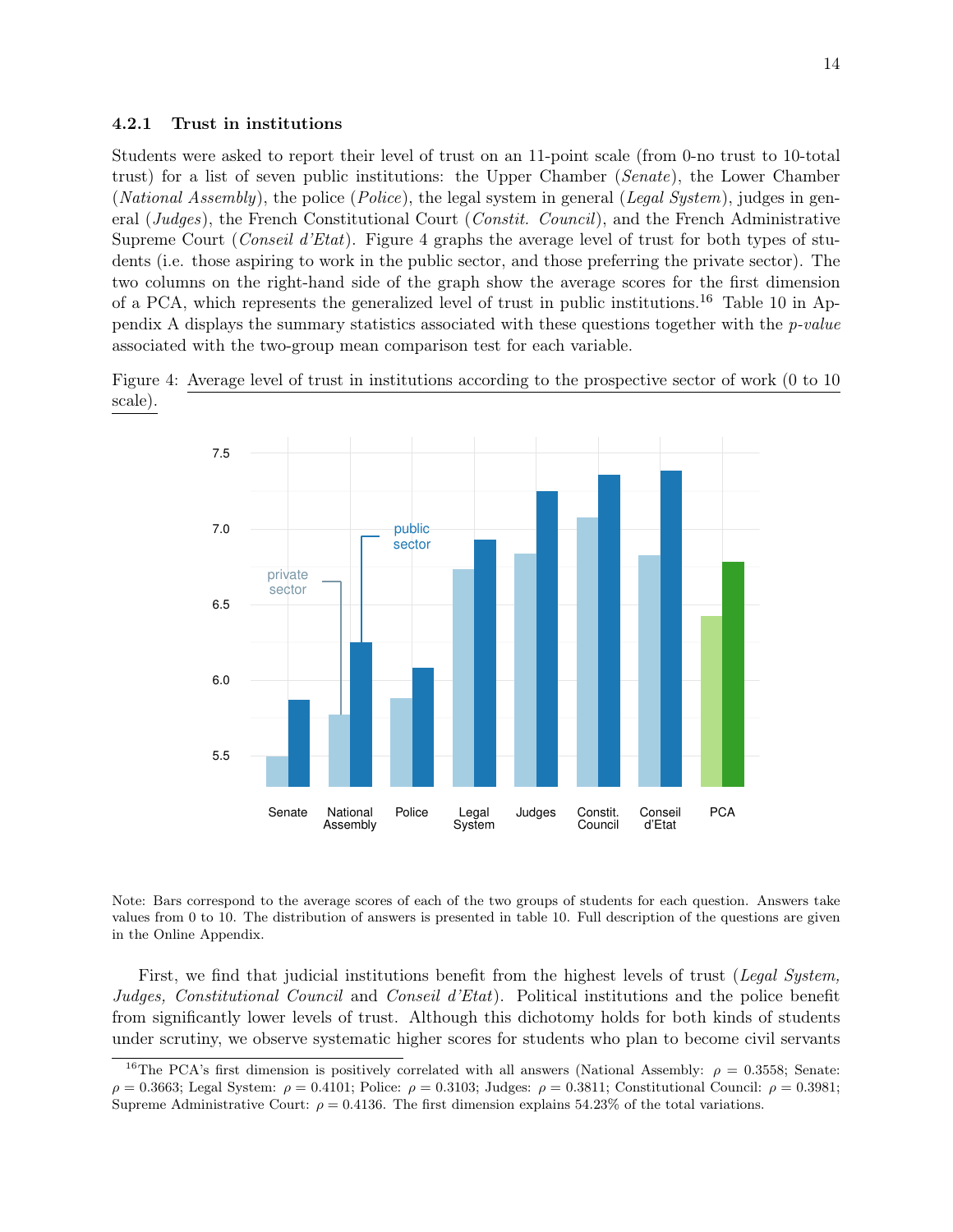### 4.2.1 Trust in institutions

Students were asked to report their level of trust on an 11-point scale (from 0-no trust to 10-total trust) for a list of seven public institutions: the Upper Chamber (*Senate*), the Lower Chamber (*National Assembly*), the police (*Police*), the legal system in general (*Legal System*), judges in general (*Judges*), the French Constitutional Court (*Constit. Council*), and the French Administrative Supreme Court (*Conseil d'Etat*). Figure 4 graphs the average level of trust for both types of students (i.e. those aspiring to work in the public sector, and those preferring the private sector). The two columns on the right-hand side of the graph show the average scores for the first dimension of a PCA, which represents the generalized level of trust in public institutions.[16] Table 10 in Appendix A displays the summary statistics associated with these questions together with the *p-value* associated with the two-group mean comparison test for each variable.

Figure 4: Average level of trust in institutions according to the prospective sector of work (0 to 10 scale).

Note: Bars correspond to the average scores of each of the two groups of students for each question. Answers take values from 0 to 10. The distribution of answers is presented in table 10. Full description of the questions are given in the Online Appendix.

First, we find that judicial institutions benefit from the highest levels of trust (*Legal System, Judges, Constitutional Council* and *Conseil d'Etat*). Political institutions and the police benefit from significantly lower levels of trust. Although this dichotomy holds for both kinds of students under scrutiny, we observe systematic higher scores for students who plan to become civil servants

[16] The PCA's first dimension is positively correlated with all answers (National Assembly: $\rho = 0.3558$; Senate: $\rho = 0.3663$; Legal System: $\rho = 0.4101$; Police: $\rho = 0.3103$; Judges: $\rho = 0.3811$; Constitutional Council: $\rho = 0.3981$; Supreme Administrative Court: $\rho = 0.4136$. The first dimension explains 54.23% of the total variations.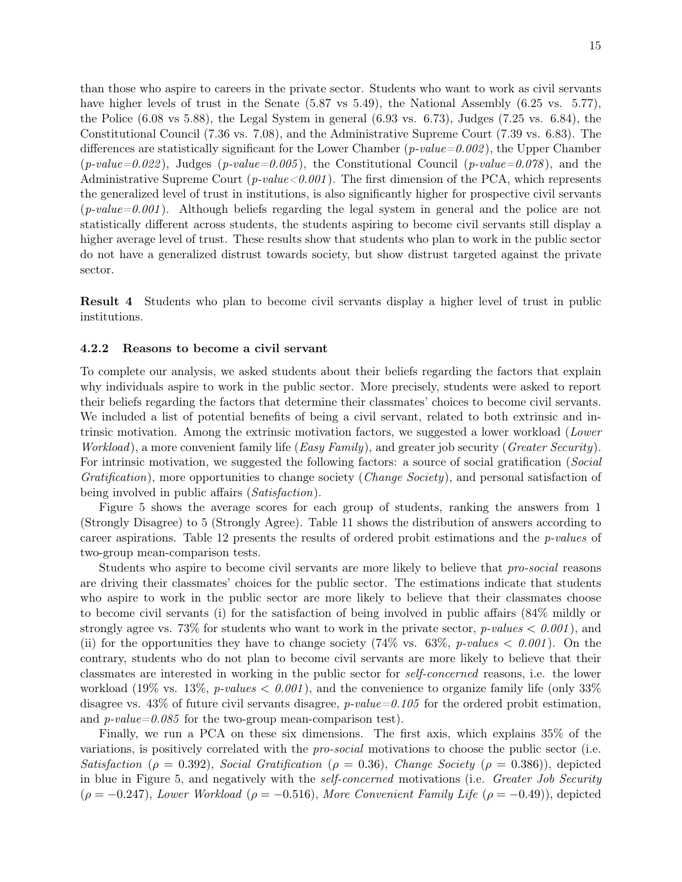than those who aspire to careers in the private sector. Students who want to work as civil servants have higher levels of trust in the Senate (5.87 vs 5.49), the National Assembly (6.25 vs. 5.77), the Police (6.08 vs 5.88), the Legal System in general (6.93 vs. 6.73), Judges (7.25 vs. 6.84), the Constitutional Council (7.36 vs. 7.08), and the Administrative Supreme Court (7.39 vs. 6.83). The differences are statistically significant for the Lower Chamber (*p-value=0.002*), the Upper Chamber (*p-value=0.022*), Judges (*p-value=0.005*), the Constitutional Council (*p-value=0.078*), and the Administrative Supreme Court (*p-value<0.001*). The first dimension of the PCA, which represents the generalized level of trust in institutions, is also significantly higher for prospective civil servants (*p-value=0.001*). Although beliefs regarding the legal system in general and the police are not statistically different across students, the students aspiring to become civil servants still display a higher average level of trust. These results show that students who plan to work in the public sector do not have a generalized distrust towards society, but show distrust targeted against the private sector.

**Result 4** Students who plan to become civil servants display a higher level of trust in public institutions.

#### 4.2.2 Reasons to become a civil servant

To complete our analysis, we asked students about their beliefs regarding the factors that explain why individuals aspire to work in the public sector. More precisely, students were asked to report their beliefs regarding the factors that determine their classmates' choices to become civil servants. We included a list of potential benefits of being a civil servant, related to both extrinsic and intrinsic motivation. Among the extrinsic motivation factors, we suggested a lower workload (*Lower Workload*), a more convenient family life (*Easy Family*), and greater job security (*Greater Security*). For intrinsic motivation, we suggested the following factors: a source of social gratification (*Social Gratification*), more opportunities to change society (*Change Society*), and personal satisfaction of being involved in public affairs (*Satisfaction*).

Figure 5 shows the average scores for each group of students, ranking the answers from 1 (Strongly Disagree) to 5 (Strongly Agree). Table 11 shows the distribution of answers according to career aspirations. Table 12 presents the results of ordered probit estimations and the *p-values* of two-group mean-comparison tests.

Students who aspire to become civil servants are more likely to believe that *pro-social* reasons are driving their classmates' choices for the public sector. The estimations indicate that students who aspire to work in the public sector are more likely to believe that their classmates choose to become civil servants (i) for the satisfaction of being involved in public affairs (84% mildly or strongly agree vs. 73% for students who want to work in the private sector, *p-values* $< 0.001$), and (ii) for the opportunities they have to change society (74% vs. 63%, *p-values* $< 0.001$). On the contrary, students who do not plan to become civil servants are more likely to believe that their classmates are interested in working in the public sector for *self-concerned* reasons, i.e. the lower workload (19% vs. 13%, *p-values* $< 0.001$), and the convenience to organize family life (only 33% disagree vs. 43% of future civil servants disagree, *p-value=0.105* for the ordered probit estimation, and *p-value=0.085* for the two-group mean-comparison test).

Finally, we run a PCA on these six dimensions. The first axis, which explains 35% of the variations, is positively correlated with the *pro-social* motivations to choose the public sector (i.e. *Satisfaction* ($\rho = 0.392$), *Social Gratification* ($\rho = 0.36$), *Change Society* ($\rho = 0.386$)), depicted in blue in Figure 5, and negatively with the *self-concerned* motivations (i.e. *Greater Job Security* ($\rho = -0.247$), *Lower Workload* ($\rho = -0.516$), *More Convenient Family Life* ($\rho = -0.49$)), depicted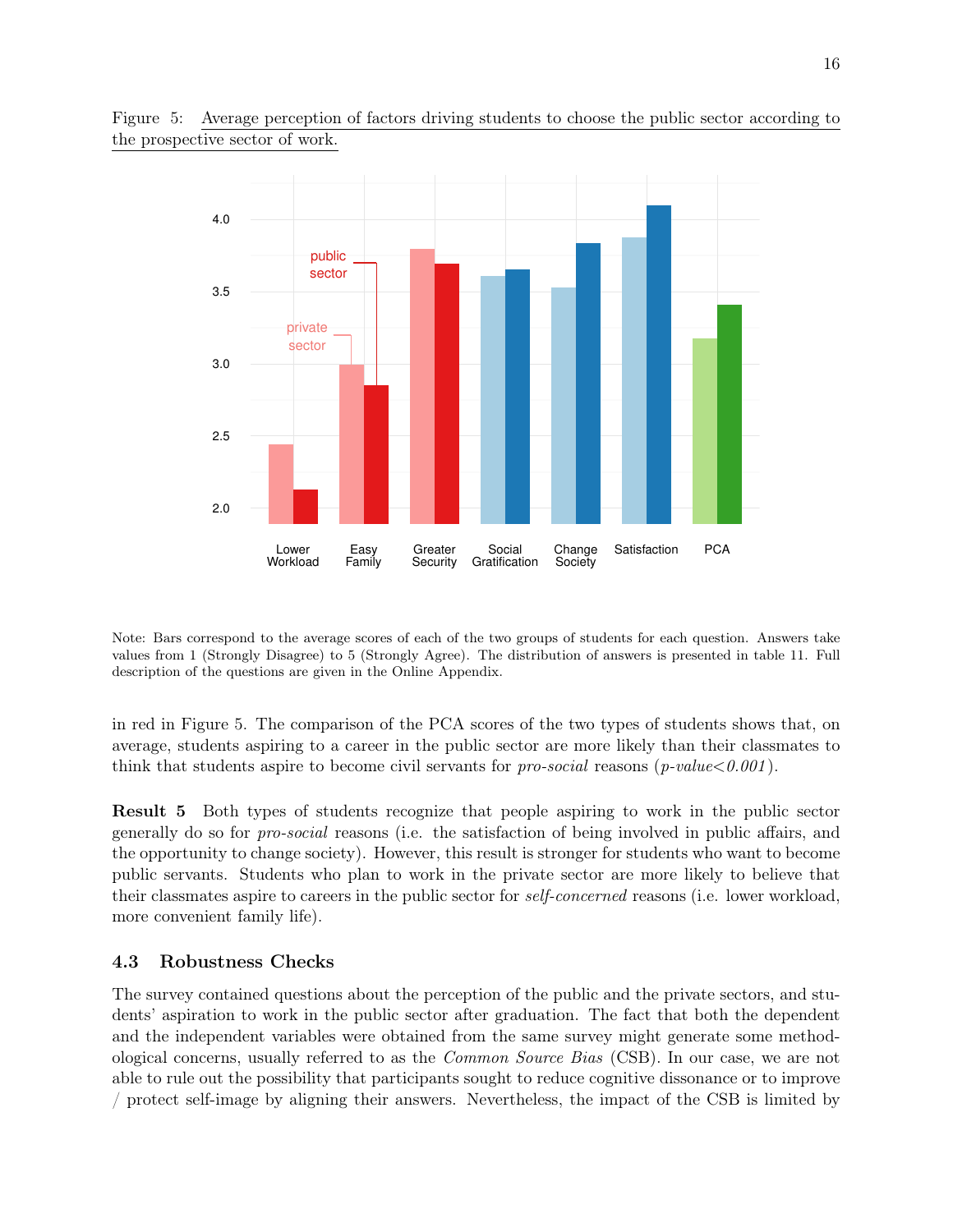Figure 5: Average perception of factors driving students to choose the public sector according to the prospective sector of work.

Note: Bars correspond to the average scores of each of the two groups of students for each question. Answers take values from 1 (Strongly Disagree) to 5 (Strongly Agree). The distribution of answers is presented in table 11. Full description of the questions are given in the Online Appendix.

in red in Figure 5. The comparison of the PCA scores of the two types of students shows that, on average, students aspiring to a career in the public sector are more likely than their classmates to think that students aspire to become civil servants for *pro-social* reasons (*p-value*$<$*0.001*).

**Result 5** Both types of students recognize that people aspiring to work in the public sector generally do so for *pro-social* reasons (i.e. the satisfaction of being involved in public affairs, and the opportunity to change society). However, this result is stronger for students who want to become public servants. Students who plan to work in the private sector are more likely to believe that their classmates aspire to careers in the public sector for *self-concerned* reasons (i.e. lower workload, more convenient family life).

### 4.3 Robustness Checks

The survey contained questions about the perception of the public and the private sectors, and students' aspiration to work in the public sector after graduation. The fact that both the dependent and the independent variables were obtained from the same survey might generate some methodological concerns, usually referred to as the *Common Source Bias* (CSB). In our case, we are not able to rule out the possibility that participants sought to reduce cognitive dissonance or to improve / protect self-image by aligning their answers. Nevertheless, the impact of the CSB is limited by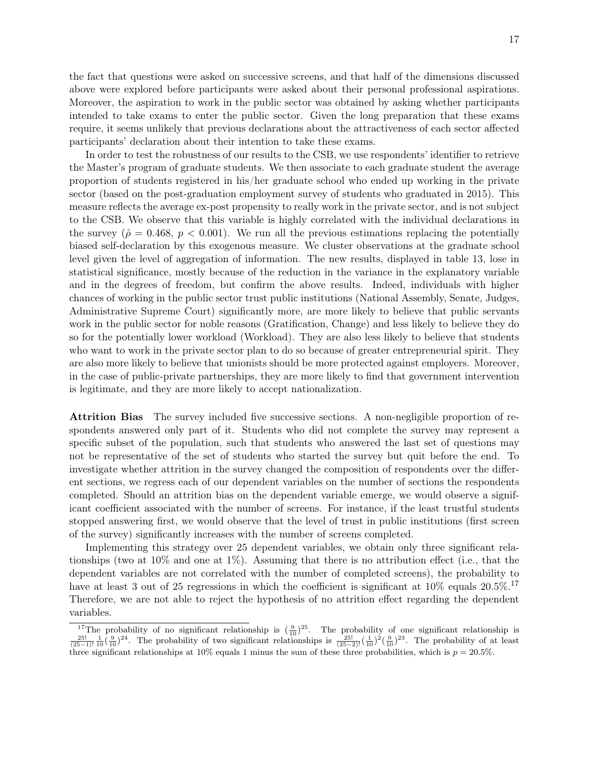the fact that questions were asked on successive screens, and that half of the dimensions discussed above were explored before participants were asked about their personal professional aspirations. Moreover, the aspiration to work in the public sector was obtained by asking whether participants intended to take exams to enter the public sector. Given the long preparation that these exams require, it seems unlikely that previous declarations about the attractiveness of each sector affected participants' declaration about their intention to take these exams.

In order to test the robustness of our results to the CSB, we use respondents' identifier to retrieve the Master's program of graduate students. We then associate to each graduate student the average proportion of students registered in his/her graduate school who ended up working in the private sector (based on the post-graduation employment survey of students who graduated in 2015). This measure reflects the average ex-post propensity to really work in the private sector, and is not subject to the CSB. We observe that this variable is highly correlated with the individual declarations in the survey ($\hat{\rho} = 0.468$, $p < 0.001$). We run all the previous estimations replacing the potentially biased self-declaration by this exogenous measure. We cluster observations at the graduate school level given the level of aggregation of information. The new results, displayed in table 13, lose in statistical significance, mostly because of the reduction in the variance in the explanatory variable and in the degrees of freedom, but confirm the above results. Indeed, individuals with higher chances of working in the public sector trust public institutions (National Assembly, Senate, Judges, Administrative Supreme Court) significantly more, are more likely to believe that public servants work in the public sector for noble reasons (Gratification, Change) and less likely to believe they do so for the potentially lower workload (Workload). They are also less likely to believe that students who want to work in the private sector plan to do so because of greater entrepreneurial spirit. They are also more likely to believe that unionists should be more protected against employers. Moreover, in the case of public-private partnerships, they are more likely to find that government intervention is legitimate, and they are more likely to accept nationalization.

**Attrition Bias** The survey included five successive sections. A non-negligible proportion of respondents answered only part of it. Students who did not complete the survey may represent a specific subset of the population, such that students who answered the last set of questions may not be representative of the set of students who started the survey but quit before the end. To investigate whether attrition in the survey changed the composition of respondents over the different sections, we regress each of our dependent variables on the number of sections the respondents completed. Should an attrition bias on the dependent variable emerge, we would observe a significant coefficient associated with the number of screens. For instance, if the least trustful students stopped answering first, we would observe that the level of trust in public institutions (first screen of the survey) significantly increases with the number of screens completed.

Implementing this strategy over 25 dependent variables, we obtain only three significant relationships (two at 10% and one at 1%). Assuming that there is no attribution effect (i.e., that the dependent variables are not correlated with the number of completed screens), the probability to have at least 3 out of 25 regressions in which the coefficient is significant at 10% equals 20.5%.[17] Therefore, we are not able to reject the hypothesis of no attrition effect regarding the dependent variables.

[17] The probability of no significant relationship is $(\frac{9}{10})^{25}$. The probability of one significant relationship is $\frac{25!}{(25-1)!}\frac{1}{10}(\frac{9}{10})^{24}$. The probability of two significant relationships is $\frac{25!}{(25-2)!}(\frac{1}{10})^2(\frac{9}{10})^{23}$. The probability of at least three significant relationships at 10% equals 1 minus the sum of these three probabilities, which is $p = 20.5\%$.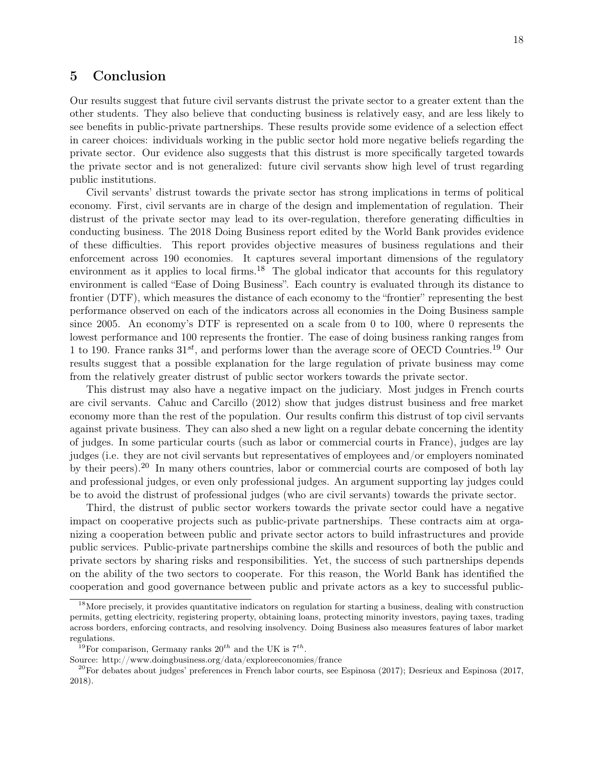## 5 Conclusion

Our results suggest that future civil servants distrust the private sector to a greater extent than the other students. They also believe that conducting business is relatively easy, and are less likely to see benefits in public-private partnerships. These results provide some evidence of a selection effect in career choices: individuals working in the public sector hold more negative beliefs regarding the private sector. Our evidence also suggests that this distrust is more specifically targeted towards the private sector and is not generalized: future civil servants show high level of trust regarding public institutions.

Civil servants' distrust towards the private sector has strong implications in terms of political economy. First, civil servants are in charge of the design and implementation of regulation. Their distrust of the private sector may lead to its over-regulation, therefore generating difficulties in conducting business. The 2018 Doing Business report edited by the World Bank provides evidence of these difficulties. This report provides objective measures of business regulations and their enforcement across 190 economies. It captures several important dimensions of the regulatory environment as it applies to local firms.[18] The global indicator that accounts for this regulatory environment is called "Ease of Doing Business". Each country is evaluated through its distance to frontier (DTF), which measures the distance of each economy to the "frontier" representing the best performance observed on each of the indicators across all economies in the Doing Business sample since 2005. An economy's DTF is represented on a scale from 0 to 100, where 0 represents the lowest performance and 100 represents the frontier. The ease of doing business ranking ranges from 1 to 190. France ranks $31^{st}$, and performs lower than the average score of OECD Countries.[19] Our results suggest that a possible explanation for the large regulation of private business may come from the relatively greater distrust of public sector workers towards the private sector.

This distrust may also have a negative impact on the judiciary. Most judges in French courts are civil servants. Cahuc and Carcillo (2012) show that judges distrust business and free market economy more than the rest of the population. Our results confirm this distrust of top civil servants against private business. They can also shed a new light on a regular debate concerning the identity of judges. In some particular courts (such as labor or commercial courts in France), judges are lay judges (i.e. they are not civil servants but representatives of employees and/or employers nominated by their peers).[20] In many others countries, labor or commercial courts are composed of both lay and professional judges, or even only professional judges. An argument supporting lay judges could be to avoid the distrust of professional judges (who are civil servants) towards the private sector.

Third, the distrust of public sector workers towards the private sector could have a negative impact on cooperative projects such as public-private partnerships. These contracts aim at organizing a cooperation between public and private sector actors to build infrastructures and provide public services. Public-private partnerships combine the skills and resources of both the public and private sectors by sharing risks and responsibilities. Yet, the success of such partnerships depends on the ability of the two sectors to cooperate. For this reason, the World Bank has identified the cooperation and good governance between public and private actors as a key to successful public-

[18] More precisely, it provides quantitative indicators on regulation for starting a business, dealing with construction permits, getting electricity, registering property, obtaining loans, protecting minority investors, paying taxes, trading across borders, enforcing contracts, and resolving insolvency. Doing Business also measures features of labor market regulations.

[19] For comparison, Germany ranks $20^{th}$ and the UK is $7^{th}$.
Source: http://www.doingbusiness.org/data/exploreeconomies/france

[20] For debates about judges' preferences in French labor courts, see Espinosa (2017); Desrieux and Espinosa (2017, 2018).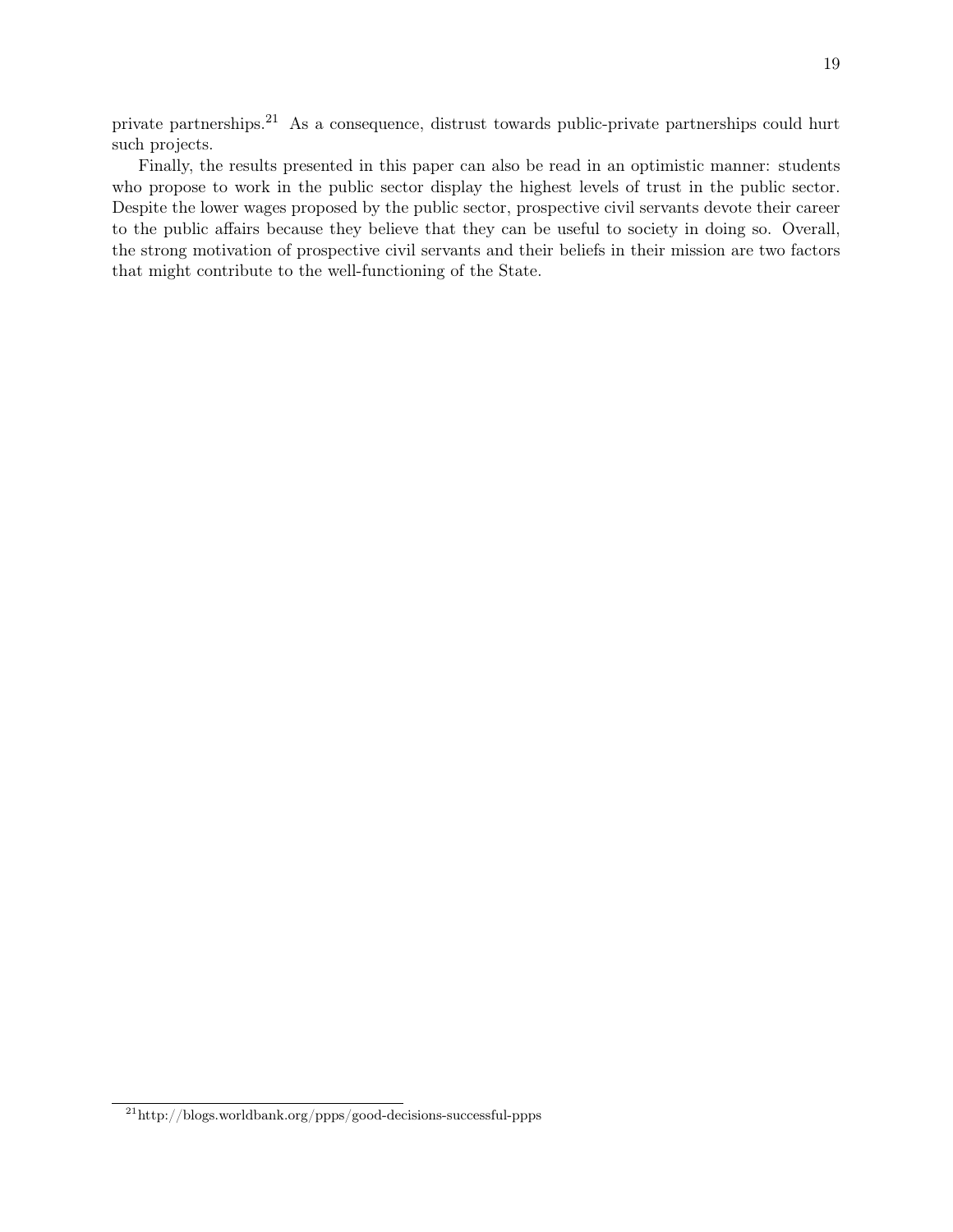private partnerships.[21] As a consequence, distrust towards public-private partnerships could hurt such projects.

Finally, the results presented in this paper can also be read in an optimistic manner: students who propose to work in the public sector display the highest levels of trust in the public sector. Despite the lower wages proposed by the public sector, prospective civil servants devote their career to the public affairs because they believe that they can be useful to society in doing so. Overall, the strong motivation of prospective civil servants and their beliefs in their mission are two factors that might contribute to the well-functioning of the State.

[21] http://blogs.worldbank.org/ppps/good-decisions-successful-ppps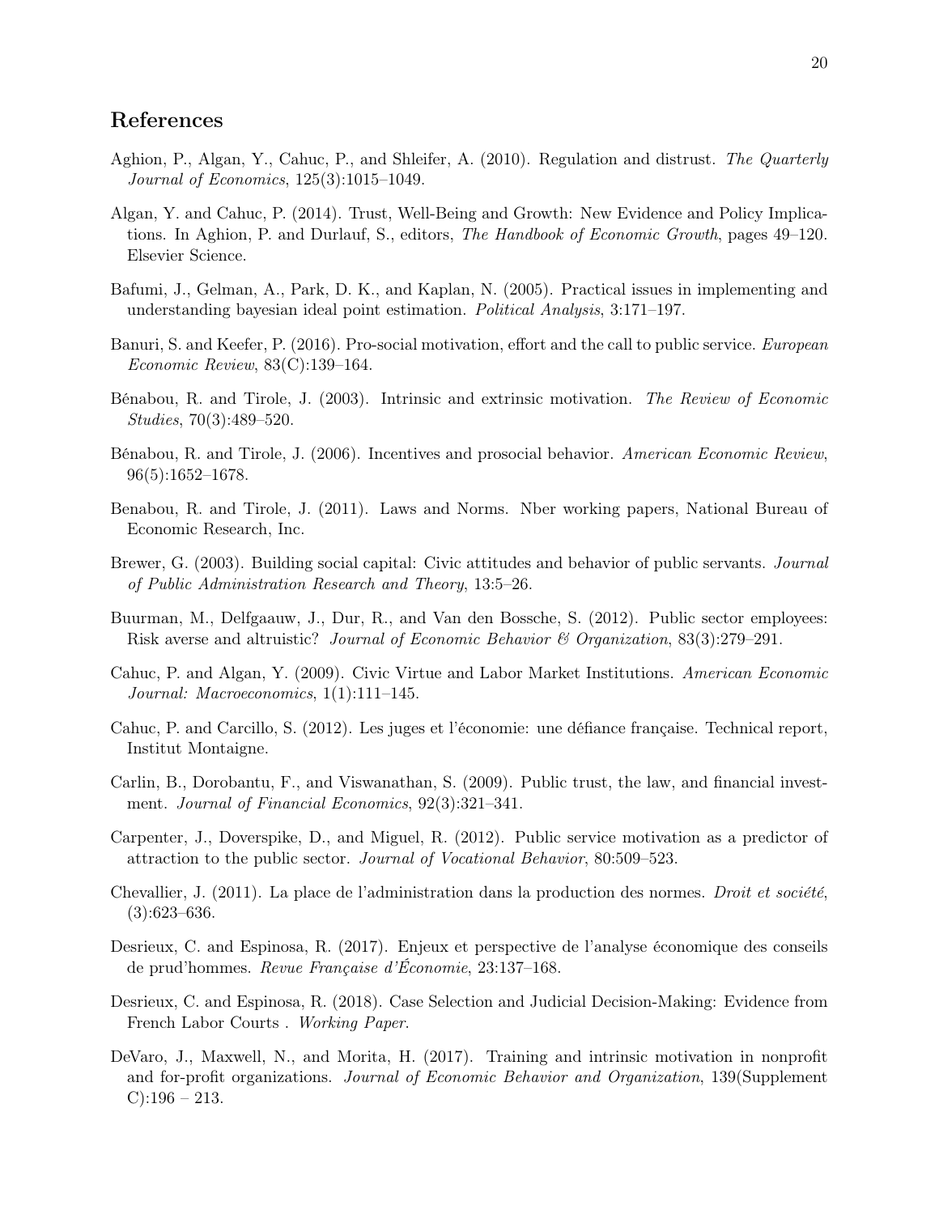## References

Aghion, P., Algan, Y., Cahuc, P., and Shleifer, A. (2010). Regulation and distrust. *The Quarterly Journal of Economics*, 125(3):1015–1049.

Algan, Y. and Cahuc, P. (2014). Trust, Well-Being and Growth: New Evidence and Policy Implications. In Aghion, P. and Durlauf, S., editors, *The Handbook of Economic Growth*, pages 49–120. Elsevier Science.

Bafumi, J., Gelman, A., Park, D. K., and Kaplan, N. (2005). Practical issues in implementing and understanding bayesian ideal point estimation. *Political Analysis*, 3:171–197.

Banuri, S. and Keefer, P. (2016). Pro-social motivation, effort and the call to public service. *European Economic Review*, 83(C):139–164.

Bénabou, R. and Tirole, J. (2003). Intrinsic and extrinsic motivation. *The Review of Economic Studies*, 70(3):489–520.

Bénabou, R. and Tirole, J. (2006). Incentives and prosocial behavior. *American Economic Review*, 96(5):1652–1678.

Benabou, R. and Tirole, J. (2011). Laws and Norms. Nber working papers, National Bureau of Economic Research, Inc.

Brewer, G. (2003). Building social capital: Civic attitudes and behavior of public servants. *Journal of Public Administration Research and Theory*, 13:5–26.

Buurman, M., Delfgaauw, J., Dur, R., and Van den Bossche, S. (2012). Public sector employees: Risk averse and altruistic? *Journal of Economic Behavior & Organization*, 83(3):279–291.

Cahuc, P. and Algan, Y. (2009). Civic Virtue and Labor Market Institutions. *American Economic Journal: Macroeconomics*, 1(1):111–145.

Cahuc, P. and Carcillo, S. (2012). Les juges et l'économie: une défiance française. Technical report, Institut Montaigne.

Carlin, B., Dorobantu, F., and Viswanathan, S. (2009). Public trust, the law, and financial investment. *Journal of Financial Economics*, 92(3):321–341.

Carpenter, J., Doverspike, D., and Miguel, R. (2012). Public service motivation as a predictor of attraction to the public sector. *Journal of Vocational Behavior*, 80:509–523.

Chevallier, J. (2011). La place de l'administration dans la production des normes. *Droit et société*, (3):623–636.

Desrieux, C. and Espinosa, R. (2017). Enjeux et perspective de l'analyse économique des conseils de prud'hommes. *Revue Française d'Économie*, 23:137–168.

Desrieux, C. and Espinosa, R. (2018). Case Selection and Judicial Decision-Making: Evidence from French Labor Courts . *Working Paper*.

DeVaro, J., Maxwell, N., and Morita, H. (2017). Training and intrinsic motivation in nonprofit and for-profit organizations. *Journal of Economic Behavior and Organization*, 139(Supplement C):196 – 213.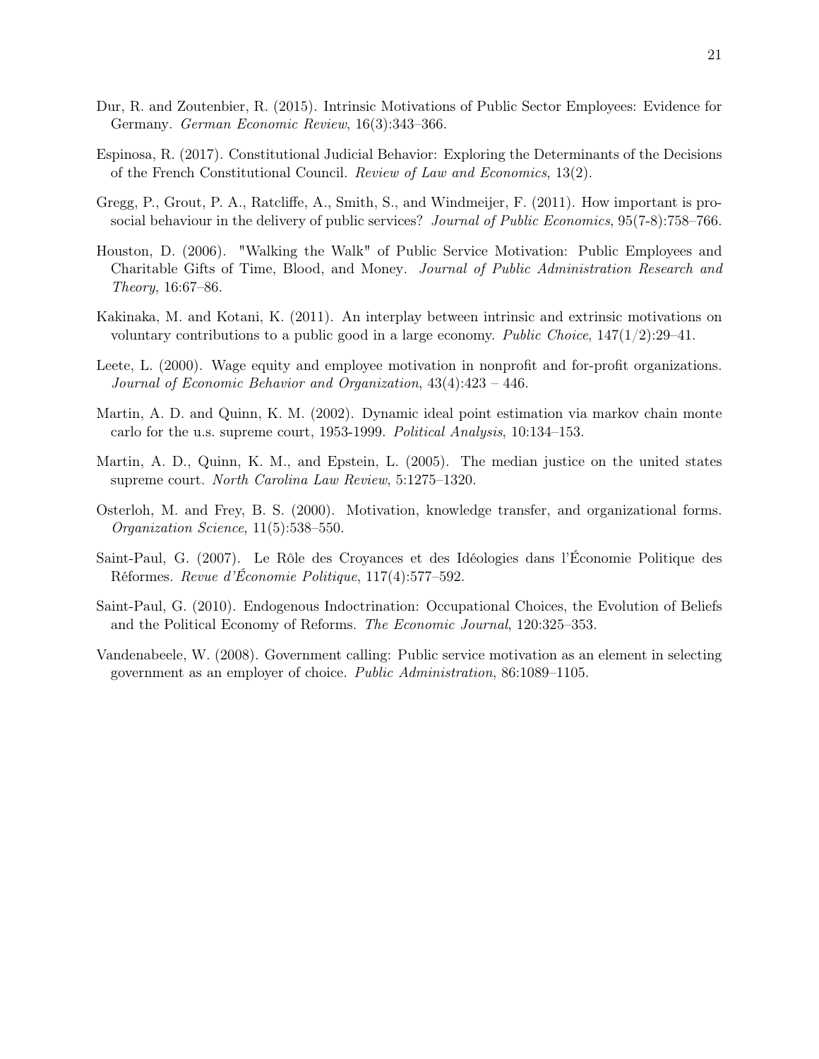Dur, R. and Zoutenbier, R. (2015). Intrinsic Motivations of Public Sector Employees: Evidence for Germany. *German Economic Review*, 16(3):343–366.

Espinosa, R. (2017). Constitutional Judicial Behavior: Exploring the Determinants of the Decisions of the French Constitutional Council. *Review of Law and Economics*, 13(2).

Gregg, P., Grout, P. A., Ratcliffe, A., Smith, S., and Windmeijer, F. (2011). How important is pro-social behaviour in the delivery of public services? *Journal of Public Economics*, 95(7-8):758–766.

Houston, D. (2006). "Walking the Walk" of Public Service Motivation: Public Employees and Charitable Gifts of Time, Blood, and Money. *Journal of Public Administration Research and Theory*, 16:67–86.

Kakinaka, M. and Kotani, K. (2011). An interplay between intrinsic and extrinsic motivations on voluntary contributions to a public good in a large economy. *Public Choice*, 147(1/2):29–41.

Leete, L. (2000). Wage equity and employee motivation in nonprofit and for-profit organizations. *Journal of Economic Behavior and Organization*, 43(4):423 – 446.

Martin, A. D. and Quinn, K. M. (2002). Dynamic ideal point estimation via markov chain monte carlo for the u.s. supreme court, 1953-1999. *Political Analysis*, 10:134–153.

Martin, A. D., Quinn, K. M., and Epstein, L. (2005). The median justice on the united states supreme court. *North Carolina Law Review*, 5:1275–1320.

Osterloh, M. and Frey, B. S. (2000). Motivation, knowledge transfer, and organizational forms. *Organization Science*, 11(5):538–550.

Saint-Paul, G. (2007). Le Rôle des Croyances et des Idéologies dans l'Économie Politique des Réformes. *Revue d'Économie Politique*, 117(4):577–592.

Saint-Paul, G. (2010). Endogenous Indoctrination: Occupational Choices, the Evolution of Beliefs and the Political Economy of Reforms. *The Economic Journal*, 120:325–353.

Vandenabeele, W. (2008). Government calling: Public service motivation as an element in selecting government as an employer of choice. *Public Administration*, 86:1089–1105.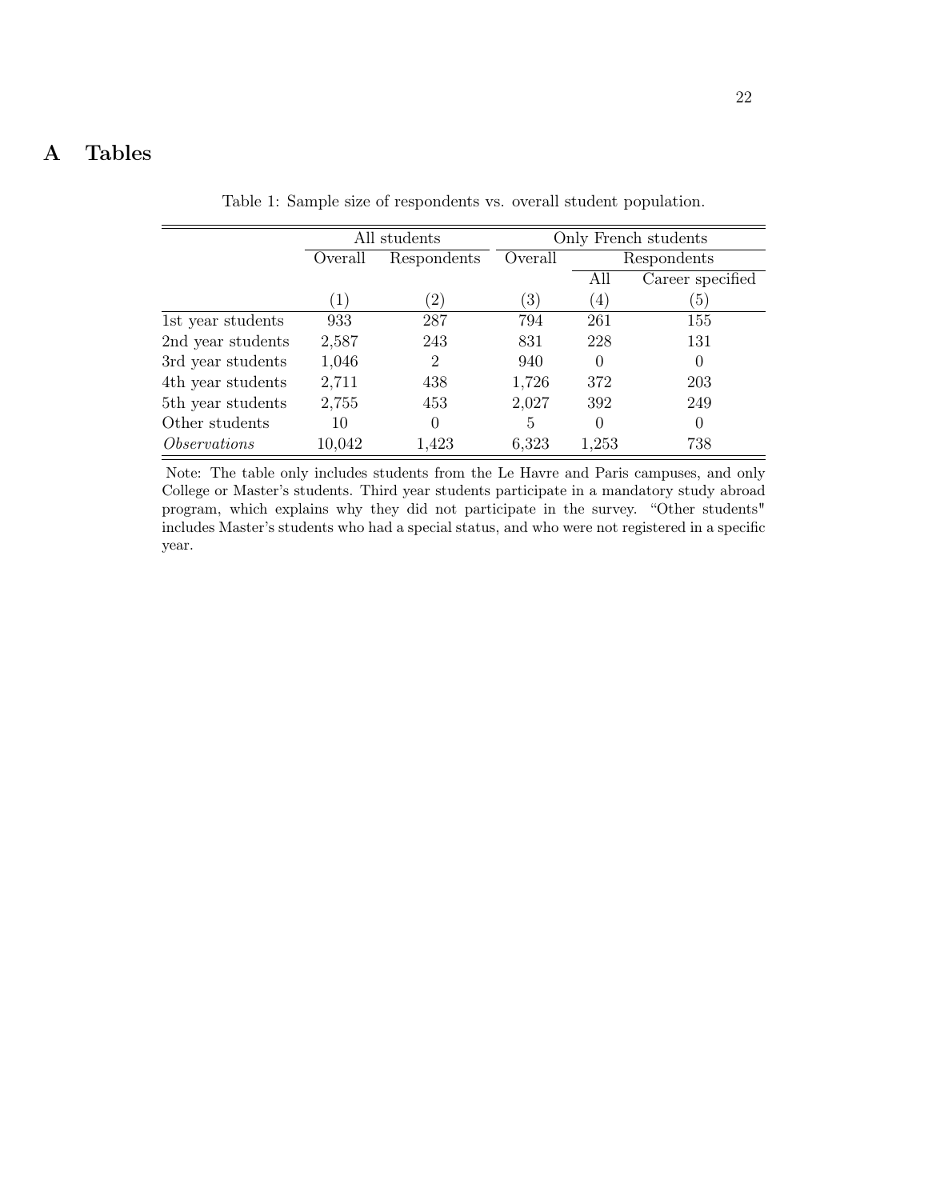# A Tables

Table 1: Sample size of respondents vs. overall student population.

| | All students | | Only French students | | |
|---|---|---|---|---|---|
| | Overall | Respondents | Overall | Respondents | |
| | | | | All | Career specified |
| | (1) | (2) | (3) | (4) | (5) |
| 1st year students | 933 | 287 | 794 | 261 | 155 |
| 2nd year students | 2,587 | 243 | 831 | 228 | 131 |
| 3rd year students | 1,046 | 2 | 940 | 0 | 0 |
| 4th year students | 2,711 | 438 | 1,726 | 372 | 203 |
| 5th year students | 2,755 | 453 | 2,027 | 392 | 249 |
| Other students | 10 | 0 | 5 | 0 | 0 |
| *Observations* | 10,042 | 1,423 | 6,323 | 1,253 | 738 |

Note: The table only includes students from the Le Havre and Paris campuses, and only College or Master's students. Third year students participate in a mandatory study abroad program, which explains why they did not participate in the survey. "Other students" includes Master's students who had a special status, and who were not registered in a specific year.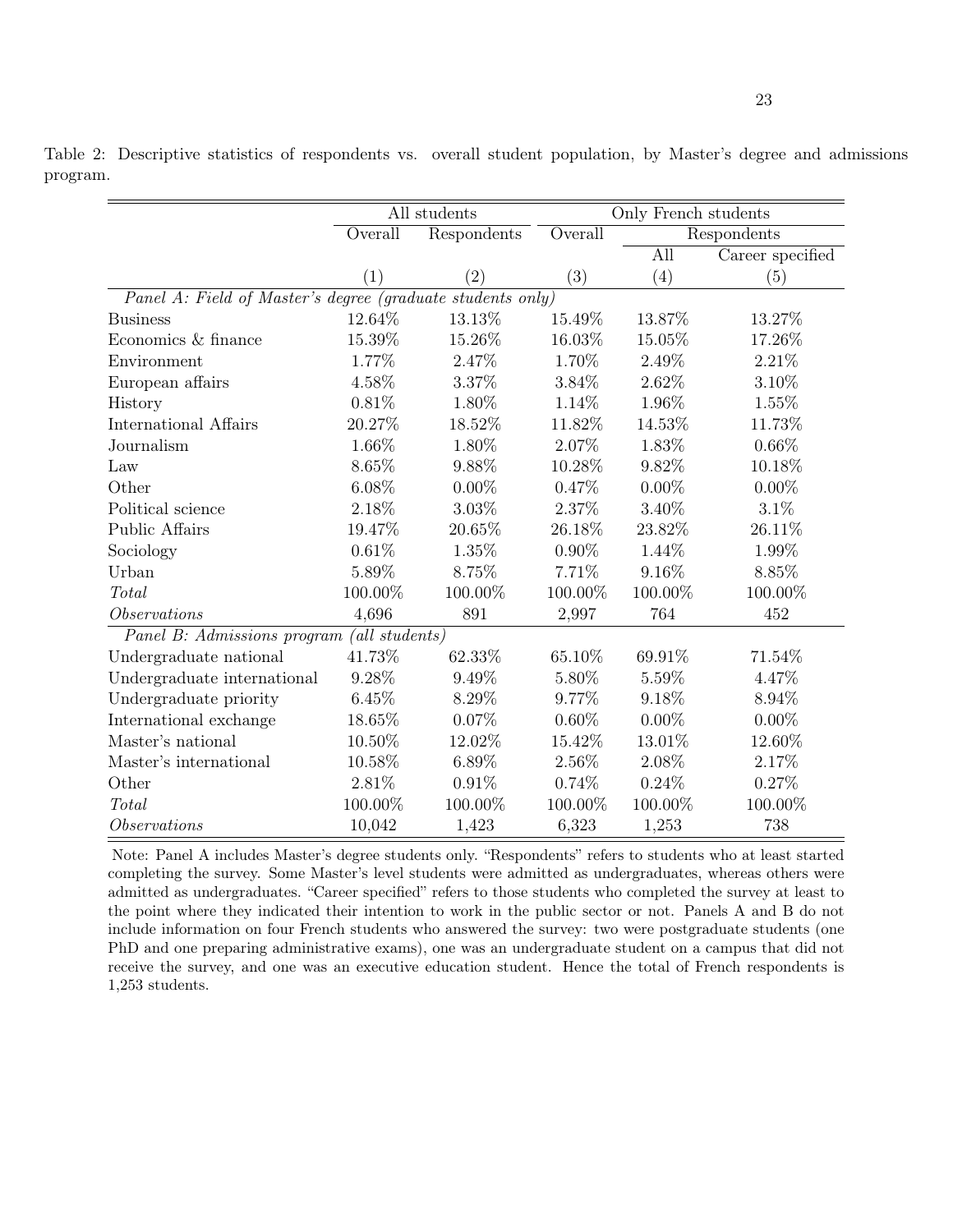Table 2: Descriptive statistics of respondents vs. overall student population, by Master's degree and admissions program.

| | All students | | Only French students | | |
|---|---|---|---|---|---|
| | Overall | Respondents | Overall | Respondents | |
| | | | | All | Career specified |
| | (1) | (2) | (3) | (4) | (5) |
| *Panel A: Field of Master's degree (graduate students only)* | | | | | |
| Business | 12.64% | 13.13% | 15.49% | 13.87% | 13.27% |
| Economics & finance | 15.39% | 15.26% | 16.03% | 15.05% | 17.26% |
| Environment | 1.77% | 2.47% | 1.70% | 2.49% | 2.21% |
| European affairs | 4.58% | 3.37% | 3.84% | 2.62% | 3.10% |
| History | 0.81% | 1.80% | 1.14% | 1.96% | 1.55% |
| International Affairs | 20.27% | 18.52% | 11.82% | 14.53% | 11.73% |
| Journalism | 1.66% | 1.80% | 2.07% | 1.83% | 0.66% |
| Law | 8.65% | 9.88% | 10.28% | 9.82% | 10.18% |
| Other | 6.08% | 0.00% | 0.47% | 0.00% | 0.00% |
| Political science | 2.18% | 3.03% | 2.37% | 3.40% | 3.1% |
| Public Affairs | 19.47% | 20.65% | 26.18% | 23.82% | 26.11% |
| Sociology | 0.61% | 1.35% | 0.90% | 1.44% | 1.99% |
| Urban | 5.89% | 8.75% | 7.71% | 9.16% | 8.85% |
| *Total* | 100.00% | 100.00% | 100.00% | 100.00% | 100.00% |
| *Observations* | 4,696 | 891 | 2,997 | 764 | 452 |
| *Panel B: Admissions program (all students)* | | | | | |
| Undergraduate national | 41.73% | 62.33% | 65.10% | 69.91% | 71.54% |
| Undergraduate international | 9.28% | 9.49% | 5.80% | 5.59% | 4.47% |
| Undergraduate priority | 6.45% | 8.29% | 9.77% | 9.18% | 8.94% |
| International exchange | 18.65% | 0.07% | 0.60% | 0.00% | 0.00% |
| Master's national | 10.50% | 12.02% | 15.42% | 13.01% | 12.60% |
| Master's international | 10.58% | 6.89% | 2.56% | 2.08% | 2.17% |
| Other | 2.81% | 0.91% | 0.74% | 0.24% | 0.27% |
| *Total* | 100.00% | 100.00% | 100.00% | 100.00% | 100.00% |
| *Observations* | 10,042 | 1,423 | 6,323 | 1,253 | 738 |

Note: Panel A includes Master's degree students only. "Respondents" refers to students who at least started completing the survey. Some Master's level students were admitted as undergraduates, whereas others were admitted as undergraduates. "Career specified" refers to those students who completed the survey at least to the point where they indicated their intention to work in the public sector or not. Panels A and B do not include information on four French students who answered the survey: two were postgraduate students (one PhD and one preparing administrative exams), one was an undergraduate student on a campus that did not receive the survey, and one was an executive education student. Hence the total of French respondents is 1,253 students.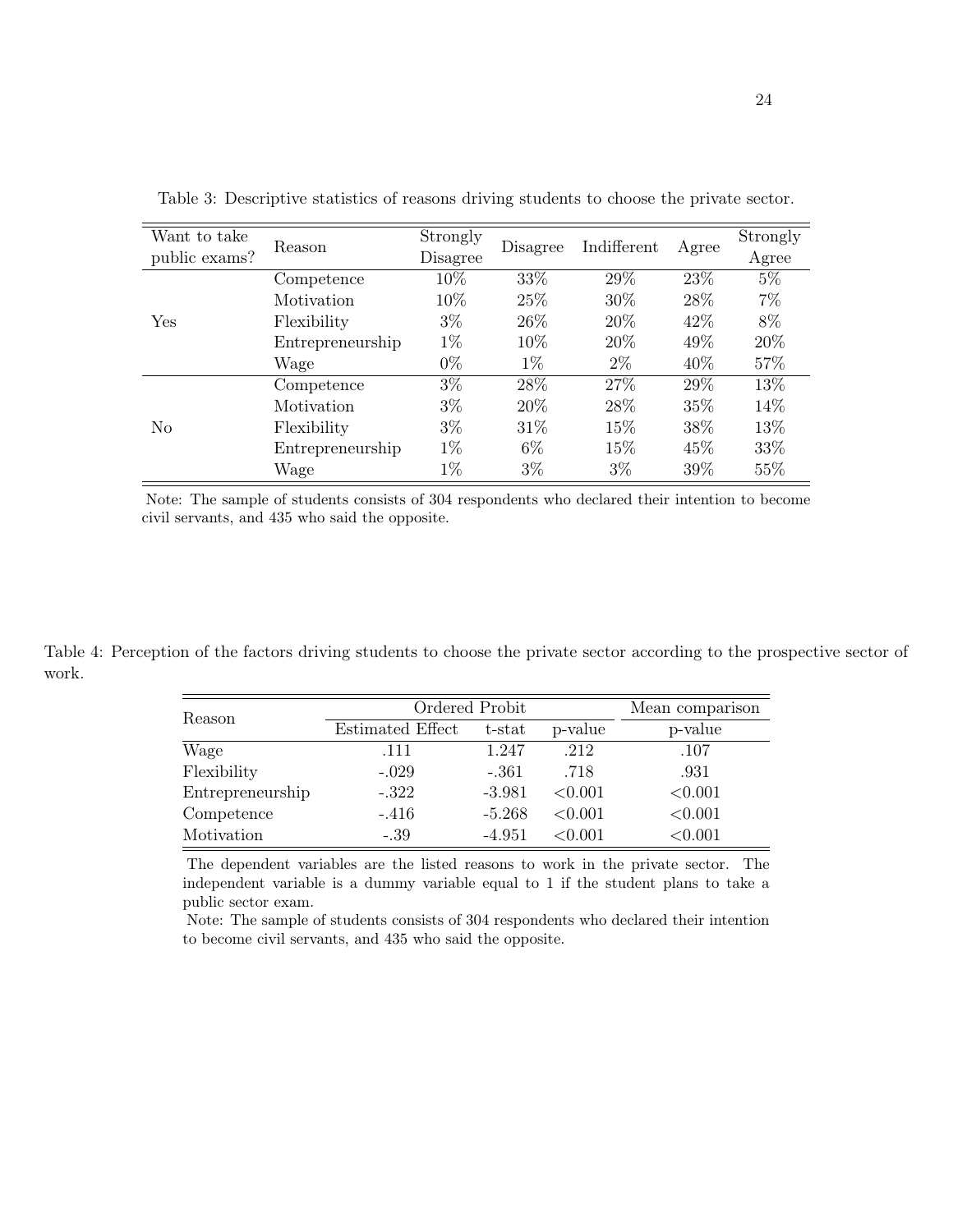Table 3: Descriptive statistics of reasons driving students to choose the private sector.

| Want to take public exams? | Reason | Strongly Disagree | Disagree | Indifferent | Agree | Strongly Agree |
|---|---|---|---|---|---|---|
| Yes | Competence | 10% | 33% | 29% | 23% | 5% |
| | Motivation | 10% | 25% | 30% | 28% | 7% |
| | Flexibility | 3% | 26% | 20% | 42% | 8% |
| | Entrepreneurship | 1% | 10% | 20% | 49% | 20% |
| | Wage | 0% | 1% | 2% | 40% | 57% |
| No | Competence | 3% | 28% | 27% | 29% | 13% |
| | Motivation | 3% | 20% | 28% | 35% | 14% |
| | Flexibility | 3% | 31% | 15% | 38% | 13% |
| | Entrepreneurship | 1% | 6% | 15% | 45% | 33% |
| | Wage | 1% | 3% | 3% | 39% | 55% |

Note: The sample of students consists of 304 respondents who declared their intention to become civil servants, and 435 who said the opposite.

Table 4: Perception of the factors driving students to choose the private sector according to the prospective sector of work.

| Reason | Ordered Probit | | | Mean comparison |
|---|---|---|---|---|
| | Estimated Effect | t-stat | p-value | p-value |
| Wage | .111 | 1.247 | .212 | .107 |
| Flexibility | -.029 | -.361 | .718 | .931 |
| Entrepreneurship | -.322 | -3.981 | <0.001 | <0.001 |
| Competence | -.416 | -5.268 | <0.001 | <0.001 |
| Motivation | -.39 | -4.951 | <0.001 | <0.001 |

The dependent variables are the listed reasons to work in the private sector. The independent variable is a dummy variable equal to 1 if the student plans to take a public sector exam.

Note: The sample of students consists of 304 respondents who declared their intention to become civil servants, and 435 who said the opposite.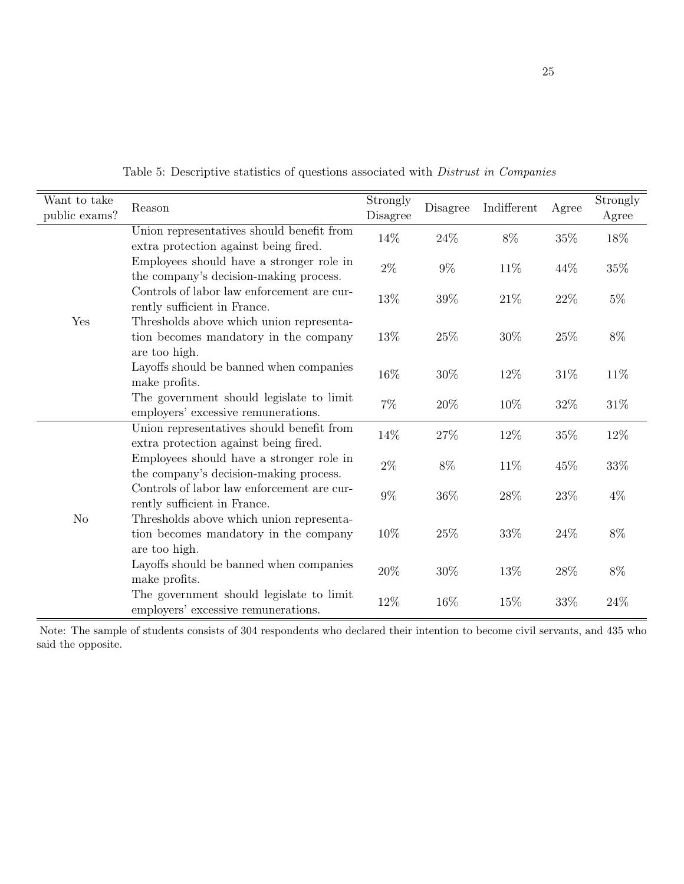Table 5: Descriptive statistics of questions associated with *Distrust in Companies*

| Want to take public exams? | Reason | Strongly Disagree | Disagree | Indifferent | Agree | Strongly Agree |
|---|---|---|---|---|---|---|
| Yes | Union representatives should benefit from extra protection against being fired. | 14% | 24% | 8% | 35% | 18% |
| | Employees should have a stronger role in the company's decision-making process. | 2% | 9% | 11% | 44% | 35% |
| | Controls of labor law enforcement are currently sufficient in France. | 13% | 39% | 21% | 22% | 5% |
| | Thresholds above which union representation becomes mandatory in the company are too high. | 13% | 25% | 30% | 25% | 8% |
| | Layoffs should be banned when companies make profits. | 16% | 30% | 12% | 31% | 11% |
| | The government should legislate to limit employers' excessive remunerations. | 7% | 20% | 10% | 32% | 31% |
| No | Union representatives should benefit from extra protection against being fired. | 14% | 27% | 12% | 35% | 12% |
| | Employees should have a stronger role in the company's decision-making process. | 2% | 8% | 11% | 45% | 33% |
| | Controls of labor law enforcement are currently sufficient in France. | 9% | 36% | 28% | 23% | 4% |
| | Thresholds above which union representation becomes mandatory in the company are too high. | 10% | 25% | 33% | 24% | 8% |
| | Layoffs should be banned when companies make profits. | 20% | 30% | 13% | 28% | 8% |
| | The government should legislate to limit employers' excessive remunerations. | 12% | 16% | 15% | 33% | 24% |

Note: The sample of students consists of 304 respondents who declared their intention to become civil servants, and 435 who said the opposite.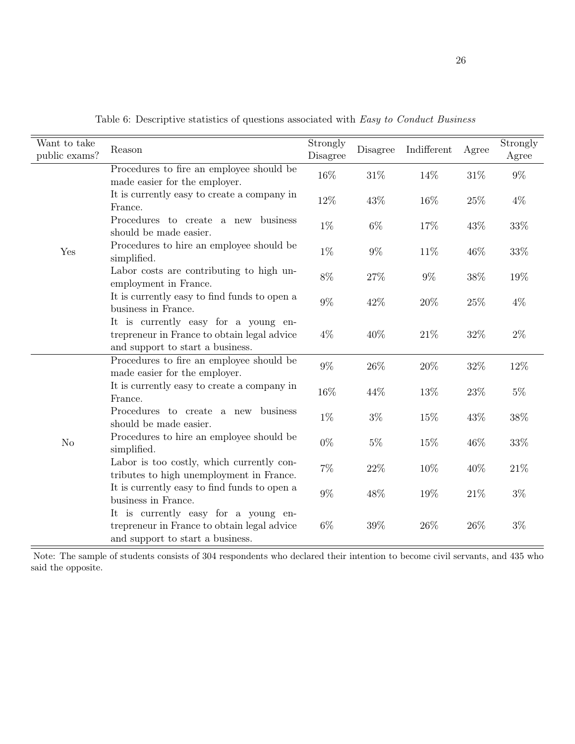Table 6: Descriptive statistics of questions associated with *Easy to Conduct Business*

| Want to take public exams? | Reason | Strongly Disagree | Disagree | Indifferent | Agree | Strongly Agree |
|---|---|---|---|---|---|---|
| Yes | Procedures to fire an employee should be made easier for the employer. | 16% | 31% | 14% | 31% | 9% |
| | It is currently easy to create a company in France. | 12% | 43% | 16% | 25% | 4% |
| | Procedures to create a new business should be made easier. | 1% | 6% | 17% | 43% | 33% |
| | Procedures to hire an employee should be simplified. | 1% | 9% | 11% | 46% | 33% |
| | Labor costs are contributing to high unemployment in France. | 8% | 27% | 9% | 38% | 19% |
| | It is currently easy to find funds to open a business in France. | 9% | 42% | 20% | 25% | 4% |
| | It is currently easy for a young entrepreneur in France to obtain legal advice and support to start a business. | 4% | 40% | 21% | 32% | 2% |
| No | Procedures to fire an employee should be made easier for the employer. | 9% | 26% | 20% | 32% | 12% |
| | It is currently easy to create a company in France. | 16% | 44% | 13% | 23% | 5% |
| | Procedures to create a new business should be made easier. | 1% | 3% | 15% | 43% | 38% |
| | Procedures to hire an employee should be simplified. | 0% | 5% | 15% | 46% | 33% |
| | Labor is too costly, which currently contributes to high unemployment in France. | 7% | 22% | 10% | 40% | 21% |
| | It is currently easy to find funds to open a business in France. | 9% | 48% | 19% | 21% | 3% |
| | It is currently easy for a young entrepreneur in France to obtain legal advice and support to start a business. | 6% | 39% | 26% | 26% | 3% |

Note: The sample of students consists of 304 respondents who declared their intention to become civil servants, and 435 who said the opposite.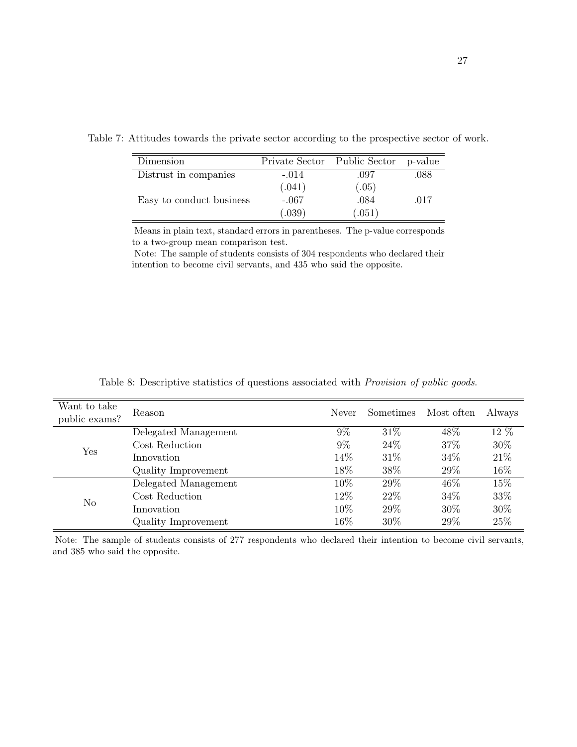Table 7: Attitudes towards the private sector according to the prospective sector of work.

| Dimension | Private Sector | Public Sector | p-value |
|---|---|---|---|
| Distrust in companies | -.014 | .097 | .088 |
| | (.041) | (.05) | |
| Easy to conduct business | -.067 | .084 | .017 |
| | (.039) | (.051) | |

Means in plain text, standard errors in parentheses. The p-value corresponds to a two-group mean comparison test.

Note: The sample of students consists of 304 respondents who declared their intention to become civil servants, and 435 who said the opposite.

Table 8: Descriptive statistics of questions associated with *Provision of public goods*.

| Want to take public exams? | Reason | Never | Sometimes | Most often | Always |
|---|---|---|---|---|---|
| Yes | Delegated Management | 9% | 31% | 48% | 12 % |
| | Cost Reduction | 9% | 24% | 37% | 30% |
| | Innovation | 14% | 31% | 34% | 21% |
| | Quality Improvement | 18% | 38% | 29% | 16% |
| No | Delegated Management | 10% | 29% | 46% | 15% |
| | Cost Reduction | 12% | 22% | 34% | 33% |
| | Innovation | 10% | 29% | 30% | 30% |
| | Quality Improvement | 16% | 30% | 29% | 25% |

Note: The sample of students consists of 277 respondents who declared their intention to become civil servants, and 385 who said the opposite.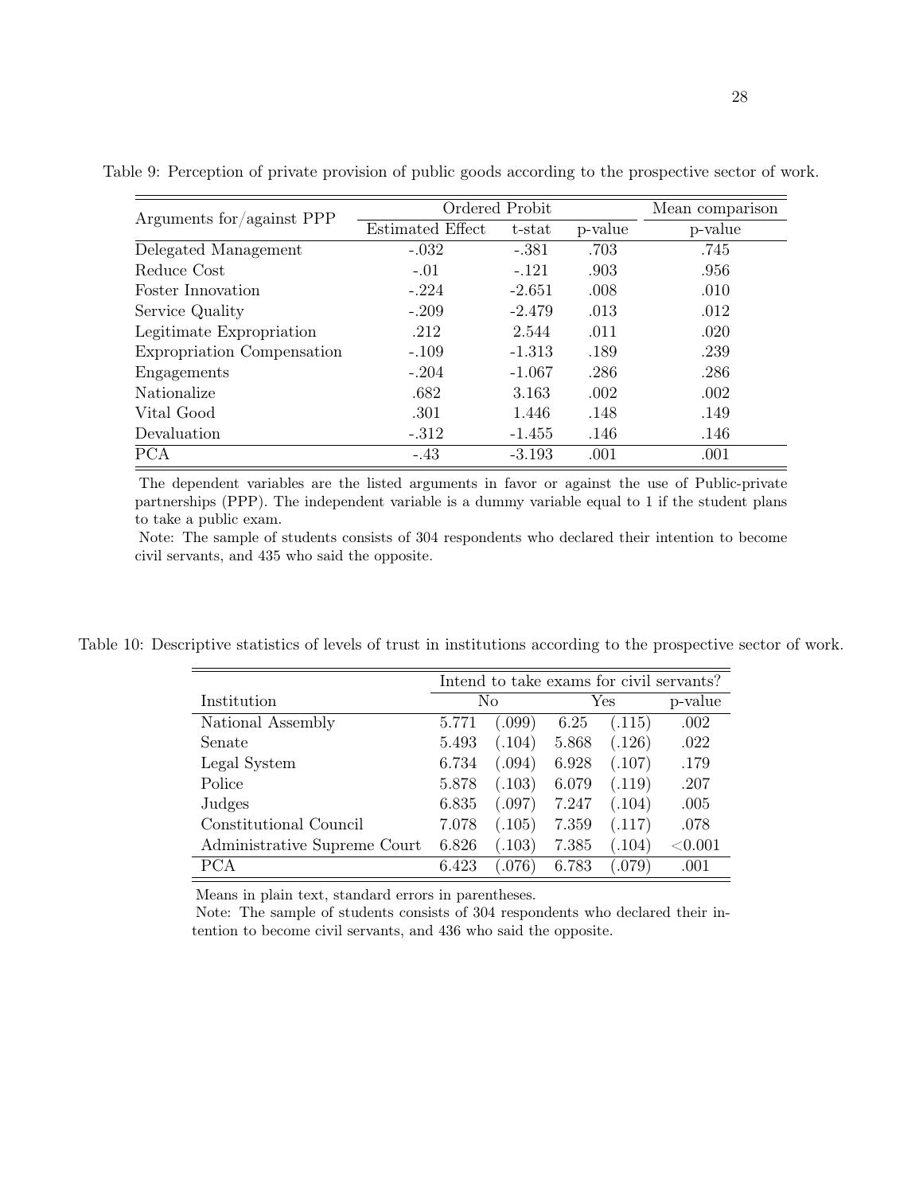Table 9: Perception of private provision of public goods according to the prospective sector of work.

| Arguments for/against PPP | Ordered Probit | | | Mean comparison |
|---|---|---|---|---|
| | Estimated Effect | t-stat | p-value | p-value |
| Delegated Management | -.032 | -.381 | .703 | .745 |
| Reduce Cost | -.01 | -.121 | .903 | .956 |
| Foster Innovation | -.224 | -2.651 | .008 | .010 |
| Service Quality | -.209 | -2.479 | .013 | .012 |
| Legitimate Expropriation | .212 | 2.544 | .011 | .020 |
| Expropriation Compensation | -.109 | -1.313 | .189 | .239 |
| Engagements | -.204 | -1.067 | .286 | .286 |
| Nationalize | .682 | 3.163 | .002 | .002 |
| Vital Good | .301 | 1.446 | .148 | .149 |
| Devaluation | -.312 | -1.455 | .146 | .146 |
| PCA | -.43 | -3.193 | .001 | .001 |

The dependent variables are the listed arguments in favor or against the use of Public-private partnerships (PPP). The independent variable is a dummy variable equal to 1 if the student plans to take a public exam.

Note: The sample of students consists of 304 respondents who declared their intention to become civil servants, and 435 who said the opposite.

Table 10: Descriptive statistics of levels of trust in institutions according to the prospective sector of work.

| | Intend to take exams for civil servants? | | | | |
|---|---|---|---|---|---|
| Institution | No | | Yes | | p-value |
| National Assembly | 5.771 | (.099) | 6.25 | (.115) | .002 |
| Senate | 5.493 | (.104) | 5.868 | (.126) | .022 |
| Legal System | 6.734 | (.094) | 6.928 | (.107) | .179 |
| Police | 5.878 | (.103) | 6.079 | (.119) | .207 |
| Judges | 6.835 | (.097) | 7.247 | (.104) | .005 |
| Constitutional Council | 7.078 | (.105) | 7.359 | (.117) | .078 |
| Administrative Supreme Court | 6.826 | (.103) | 7.385 | (.104) | <0.001 |
| PCA | 6.423 | (.076) | 6.783 | (.079) | .001 |

Means in plain text, standard errors in parentheses.

Note: The sample of students consists of 304 respondents who declared their intention to become civil servants, and 436 who said the opposite.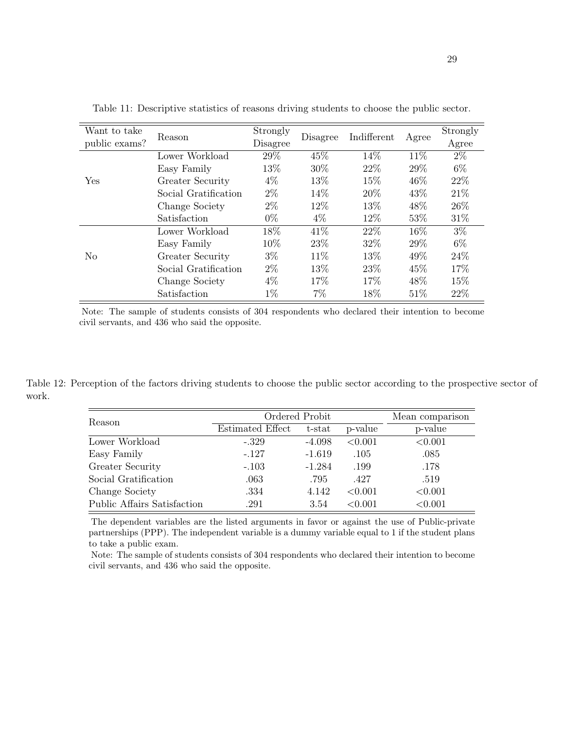Table 11: Descriptive statistics of reasons driving students to choose the public sector.

| Want to take public exams? | Reason | Strongly Disagree | Disagree | Indifferent | Agree | Strongly Agree |
|---|---|---|---|---|---|---|
| Yes | Lower Workload | 29% | 45% | 14% | 11% | 2% |
| | Easy Family | 13% | 30% | 22% | 29% | 6% |
| | Greater Security | 4% | 13% | 15% | 46% | 22% |
| | Social Gratification | 2% | 14% | 20% | 43% | 21% |
| | Change Society | 2% | 12% | 13% | 48% | 26% |
| | Satisfaction | 0% | 4% | 12% | 53% | 31% |
| No | Lower Workload | 18% | 41% | 22% | 16% | 3% |
| | Easy Family | 10% | 23% | 32% | 29% | 6% |
| | Greater Security | 3% | 11% | 13% | 49% | 24% |
| | Social Gratification | 2% | 13% | 23% | 45% | 17% |
| | Change Society | 4% | 17% | 17% | 48% | 15% |
| | Satisfaction | 1% | 7% | 18% | 51% | 22% |

Note: The sample of students consists of 304 respondents who declared their intention to become civil servants, and 436 who said the opposite.

Table 12: Perception of the factors driving students to choose the public sector according to the prospective sector of work.

| Reason | Ordered Probit | | | Mean comparison |
|---|---|---|---|---|
| | Estimated Effect | t-stat | p-value | p-value |
| Lower Workload | -.329 | -4.098 | <0.001 | <0.001 |
| Easy Family | -.127 | -1.619 | .105 | .085 |
| Greater Security | -.103 | -1.284 | .199 | .178 |
| Social Gratification | .063 | .795 | .427 | .519 |
| Change Society | .334 | 4.142 | <0.001 | <0.001 |
| Public Affairs Satisfaction | .291 | 3.54 | <0.001 | <0.001 |

The dependent variables are the listed arguments in favor or against the use of Public-private partnerships (PPP). The independent variable is a dummy variable equal to 1 if the student plans to take a public exam.

Note: The sample of students consists of 304 respondents who declared their intention to become civil servants, and 436 who said the opposite.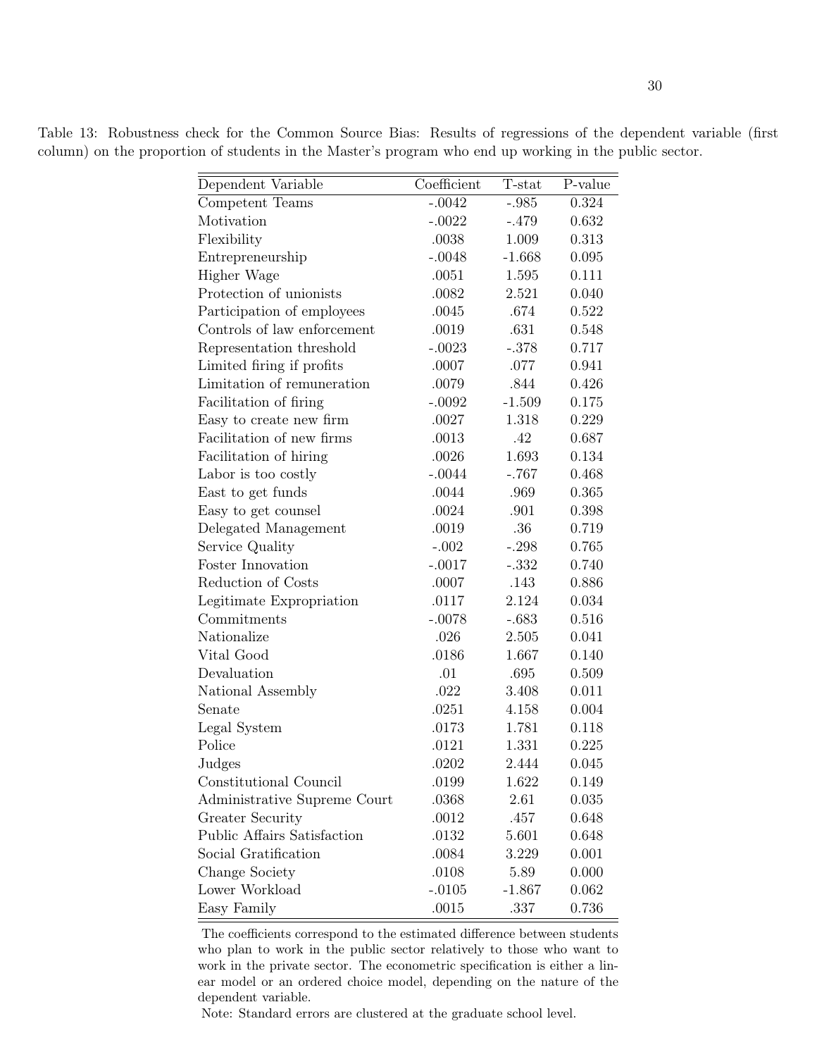Table 13: Robustness check for the Common Source Bias: Results of regressions of the dependent variable (first column) on the proportion of students in the Master's program who end up working in the public sector.

| Dependent Variable | Coefficient | T-stat | P-value |
|---|---|---|---|
| Competent Teams | -.0042 | -.985 | 0.324 |
| Motivation | -.0022 | -.479 | 0.632 |
| Flexibility | .0038 | 1.009 | 0.313 |
| Entrepreneurship | -.0048 | -1.668 | 0.095 |
| Higher Wage | .0051 | 1.595 | 0.111 |
| Protection of unionists | .0082 | 2.521 | 0.040 |
| Participation of employees | .0045 | .674 | 0.522 |
| Controls of law enforcement | .0019 | .631 | 0.548 |
| Representation threshold | -.0023 | -.378 | 0.717 |
| Limited firing if profits | .0007 | .077 | 0.941 |
| Limitation of remuneration | .0079 | .844 | 0.426 |
| Facilitation of firing | -.0092 | -1.509 | 0.175 |
| Easy to create new firm | .0027 | 1.318 | 0.229 |
| Facilitation of new firms | .0013 | .42 | 0.687 |
| Facilitation of hiring | .0026 | 1.693 | 0.134 |
| Labor is too costly | -.0044 | -.767 | 0.468 |
| East to get funds | .0044 | .969 | 0.365 |
| Easy to get counsel | .0024 | .901 | 0.398 |
| Delegated Management | .0019 | .36 | 0.719 |
| Service Quality | -.002 | -.298 | 0.765 |
| Foster Innovation | -.0017 | -.332 | 0.740 |
| Reduction of Costs | .0007 | .143 | 0.886 |
| Legitimate Expropriation | .0117 | 2.124 | 0.034 |
| Commitments | -.0078 | -.683 | 0.516 |
| Nationalize | .026 | 2.505 | 0.041 |
| Vital Good | .0186 | 1.667 | 0.140 |
| Devaluation | .01 | .695 | 0.509 |
| National Assembly | .022 | 3.408 | 0.011 |
| Senate | .0251 | 4.158 | 0.004 |
| Legal System | .0173 | 1.781 | 0.118 |
| Police | .0121 | 1.331 | 0.225 |
| Judges | .0202 | 2.444 | 0.045 |
| Constitutional Council | .0199 | 1.622 | 0.149 |
| Administrative Supreme Court | .0368 | 2.61 | 0.035 |
| Greater Security | .0012 | .457 | 0.648 |
| Public Affairs Satisfaction | .0132 | 5.601 | 0.648 |
| Social Gratification | .0084 | 3.229 | 0.001 |
| Change Society | .0108 | 5.89 | 0.000 |
| Lower Workload | -.0105 | -1.867 | 0.062 |
| Easy Family | .0015 | .337 | 0.736 |

The coefficients correspond to the estimated difference between students who plan to work in the public sector relatively to those who want to work in the private sector. The econometric specification is either a linear model or an ordered choice model, depending on the nature of the dependent variable.

Note: Standard errors are clustered at the graduate school level.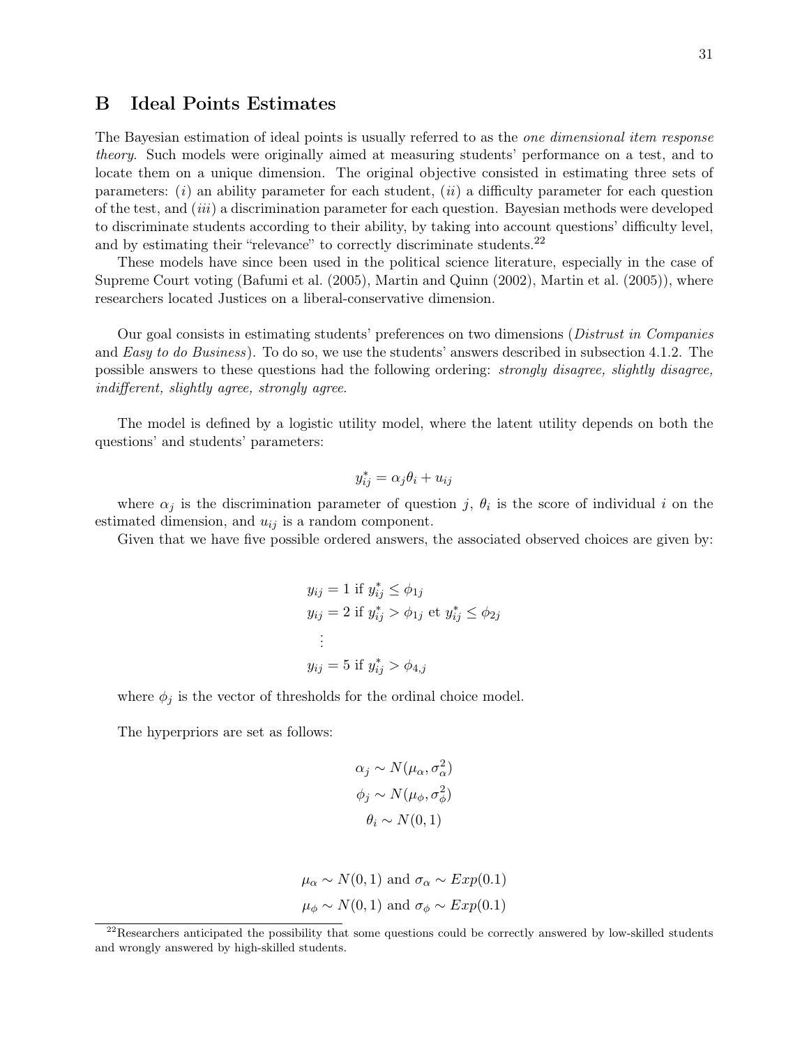# B Ideal Points Estimates

The Bayesian estimation of ideal points is usually referred to as the *one dimensional item response theory*. Such models were originally aimed at measuring students' performance on a test, and to locate them on a unique dimension. The original objective consisted in estimating three sets of parameters: (*i*) an ability parameter for each student, (*ii*) a difficulty parameter for each question of the test, and (*iii*) a discrimination parameter for each question. Bayesian methods were developed to discriminate students according to their ability, by taking into account questions' difficulty level, and by estimating their "relevance" to correctly discriminate students.[22]

These models have since been used in the political science literature, especially in the case of Supreme Court voting (Bafumi et al. (2005), Martin and Quinn (2002), Martin et al. (2005)), where researchers located Justices on a liberal-conservative dimension.

Our goal consists in estimating students' preferences on two dimensions (*Distrust in Companies* and *Easy to do Business*). To do so, we use the students' answers described in subsection 4.1.2. The possible answers to these questions had the following ordering: *strongly disagree, slightly disagree, indifferent, slightly agree, strongly agree*.

The model is defined by a logistic utility model, where the latent utility depends on both the questions' and students' parameters:

$$y^*_{ij} = \alpha_j \theta_i + u_{ij}$$

where $\alpha_j$ is the discrimination parameter of question $j$, $\theta_i$ is the score of individual $i$ on the estimated dimension, and $u_{ij}$ is a random component.

Given that we have five possible ordered answers, the associated observed choices are given by:

$$\begin{aligned}
y_{ij} &= 1 \text{ if } y^*_{ij} \leq \phi_{1j} \\
y_{ij} &= 2 \text{ if } y^*_{ij} > \phi_{1j} \text{ et } y^*_{ij} \leq \phi_{2j} \\
&\vdots \\
y_{ij} &= 5 \text{ if } y^*_{ij} > \phi_{4,j}
\end{aligned}$$

where $\phi_j$ is the vector of thresholds for the ordinal choice model.

The hyperpriors are set as follows:

$$\begin{aligned}
\alpha_j &\sim N(\mu_\alpha, \sigma^2_\alpha) \\
\phi_j &\sim N(\mu_\phi, \sigma^2_\phi) \\
\theta_i &\sim N(0, 1)
\end{aligned}$$

$$\begin{aligned}
\mu_\alpha &\sim N(0, 1) \text{ and } \sigma_\alpha \sim Exp(0.1) \\
\mu_\phi &\sim N(0, 1) \text{ and } \sigma_\phi \sim Exp(0.1)
\end{aligned}$$

[22] Researchers anticipated the possibility that some questions could be correctly answered by low-skilled students and wrongly answered by high-skilled students.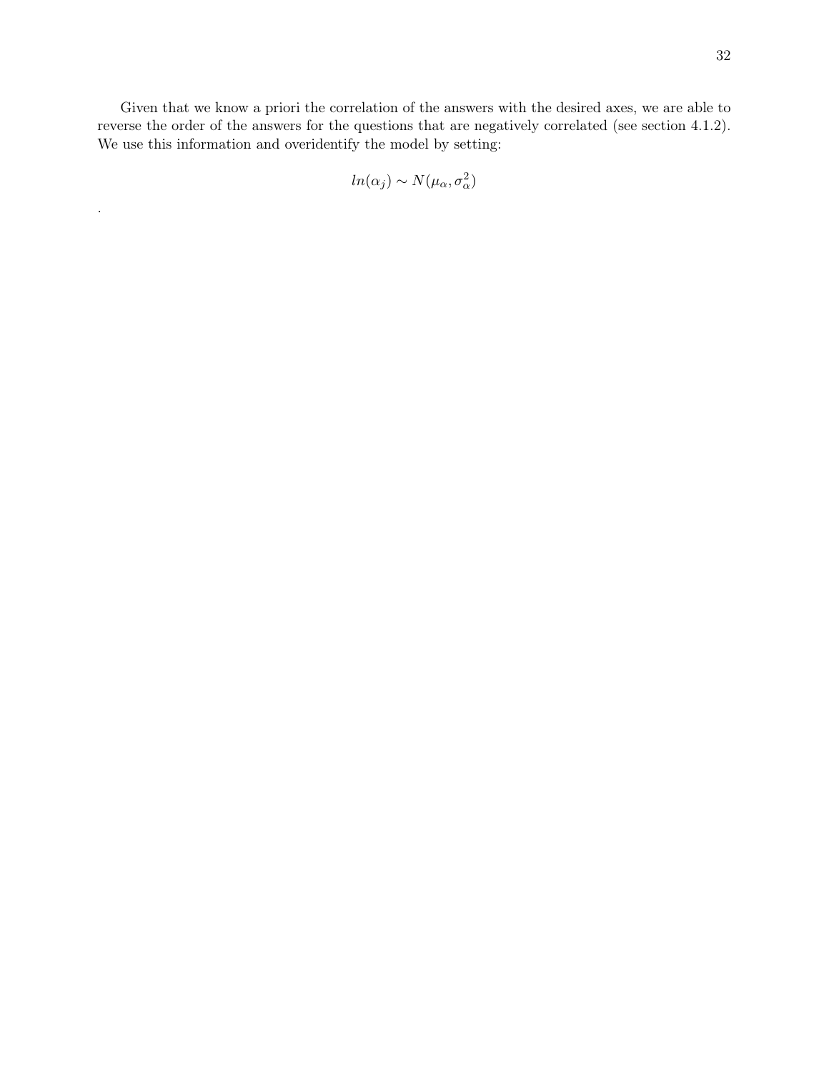Given that we know a priori the correlation of the answers with the desired axes, we are able to reverse the order of the answers for the questions that are negatively correlated (see section 4.1.2). We use this information and overidentify the model by setting:

$$ln(\alpha_j) \sim N(\mu_\alpha, \sigma_\alpha^2)$$

.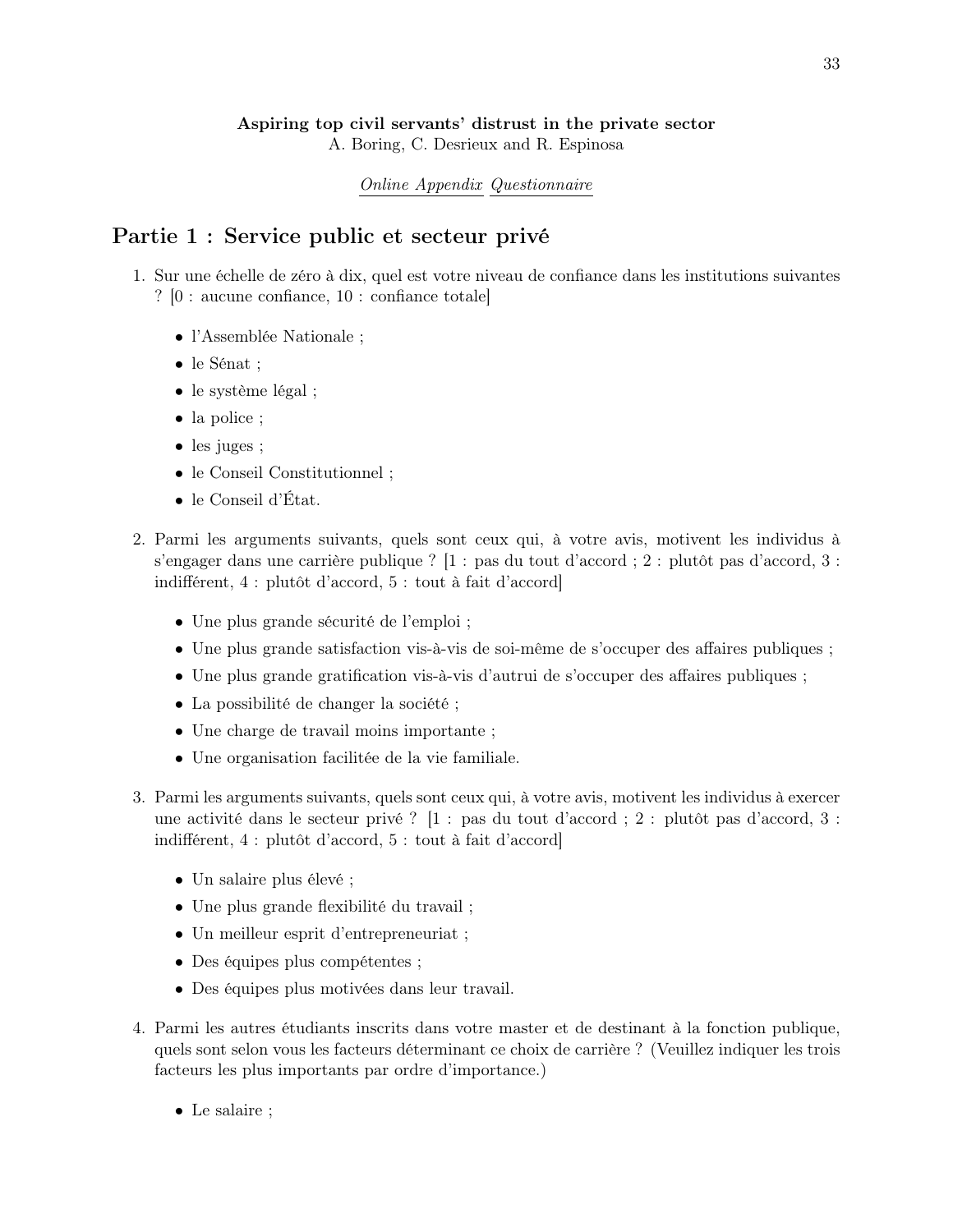**Aspiring top civil servants' distrust in the private sector**
A. Boring, C. Desrieux and R. Espinosa

Online Appendix Questionnaire

# Partie 1 : Service public et secteur privé

1. Sur une échelle de zéro à dix, quel est votre niveau de confiance dans les institutions suivantes ? [0 : aucune confiance, 10 : confiance totale]

   - l'Assemblée Nationale ;
   - le Sénat ;
   - le système légal ;
   - la police ;
   - les juges ;
   - le Conseil Constitutionnel ;
   - le Conseil d'État.

2. Parmi les arguments suivants, quels sont ceux qui, à votre avis, motivent les individus à s'engager dans une carrière publique ? [1 : pas du tout d'accord ; 2 : plutôt pas d'accord, 3 : indifférent, 4 : plutôt d'accord, 5 : tout à fait d'accord]

   - Une plus grande sécurité de l'emploi ;
   - Une plus grande satisfaction vis-à-vis de soi-même de s'occuper des affaires publiques ;
   - Une plus grande gratification vis-à-vis d'autrui de s'occuper des affaires publiques ;
   - La possibilité de changer la société ;
   - Une charge de travail moins importante ;
   - Une organisation facilitée de la vie familiale.

3. Parmi les arguments suivants, quels sont ceux qui, à votre avis, motivent les individus à exercer une activité dans le secteur privé ? [1 : pas du tout d'accord ; 2 : plutôt pas d'accord, 3 : indifférent, 4 : plutôt d'accord, 5 : tout à fait d'accord]

   - Un salaire plus élevé ;
   - Une plus grande flexibilité du travail ;
   - Un meilleur esprit d'entrepreneuriat ;
   - Des équipes plus compétentes ;
   - Des équipes plus motivées dans leur travail.

4. Parmi les autres étudiants inscrits dans votre master et de destinant à la fonction publique, quels sont selon vous les facteurs déterminant ce choix de carrière ? (Veuillez indiquer les trois facteurs les plus importants par ordre d'importance.)

   - Le salaire ;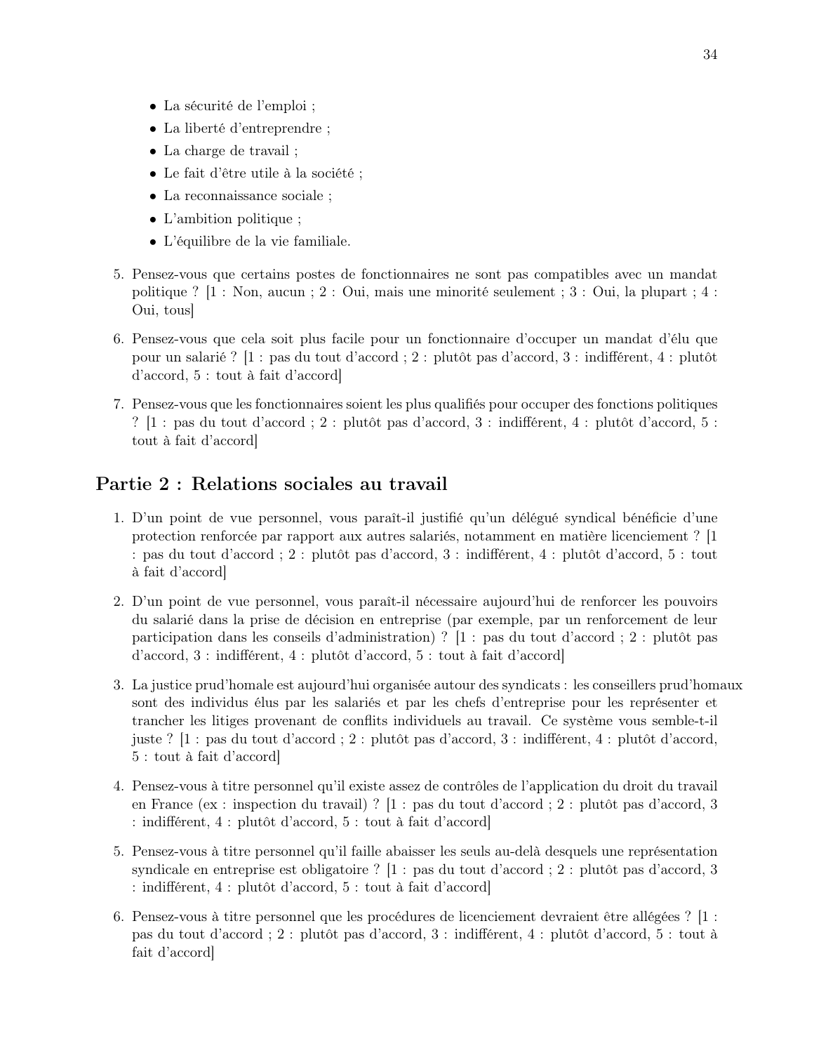- La sécurité de l'emploi ;
- La liberté d'entreprendre ;
- La charge de travail ;
- Le fait d'être utile à la société ;
- La reconnaissance sociale ;
- L'ambition politique ;
- L'équilibre de la vie familiale.

5. Pensez-vous que certains postes de fonctionnaires ne sont pas compatibles avec un mandat politique ? [1 : Non, aucun ; 2 : Oui, mais une minorité seulement ; 3 : Oui, la plupart ; 4 : Oui, tous]

6. Pensez-vous que cela soit plus facile pour un fonctionnaire d'occuper un mandat d'élu que pour un salarié ? [1 : pas du tout d'accord ; 2 : plutôt pas d'accord, 3 : indifférent, 4 : plutôt d'accord, 5 : tout à fait d'accord]

7. Pensez-vous que les fonctionnaires soient les plus qualifiés pour occuper des fonctions politiques ? [1 : pas du tout d'accord ; 2 : plutôt pas d'accord, 3 : indifférent, 4 : plutôt d'accord, 5 : tout à fait d'accord]

## Partie 2 : Relations sociales au travail

1. D'un point de vue personnel, vous paraît-il justifié qu'un délégué syndical bénéficie d'une protection renforcée par rapport aux autres salariés, notamment en matière licenciement ? [1 : pas du tout d'accord ; 2 : plutôt pas d'accord, 3 : indifférent, 4 : plutôt d'accord, 5 : tout à fait d'accord]

2. D'un point de vue personnel, vous paraît-il nécessaire aujourd'hui de renforcer les pouvoirs du salarié dans la prise de décision en entreprise (par exemple, par un renforcement de leur participation dans les conseils d'administration) ? [1 : pas du tout d'accord ; 2 : plutôt pas d'accord, 3 : indifférent, 4 : plutôt d'accord, 5 : tout à fait d'accord]

3. La justice prud'homale est aujourd'hui organisée autour des syndicats : les conseillers prud'homaux sont des individus élus par les salariés et par les chefs d'entreprise pour les représenter et trancher les litiges provenant de conflits individuels au travail. Ce système vous semble-t-il juste ? [1 : pas du tout d'accord ; 2 : plutôt pas d'accord, 3 : indifférent, 4 : plutôt d'accord, 5 : tout à fait d'accord]

4. Pensez-vous à titre personnel qu'il existe assez de contrôles de l'application du droit du travail en France (ex : inspection du travail) ? [1 : pas du tout d'accord ; 2 : plutôt pas d'accord, 3 : indifférent, 4 : plutôt d'accord, 5 : tout à fait d'accord]

5. Pensez-vous à titre personnel qu'il faille abaisser les seuls au-delà desquels une représentation syndicale en entreprise est obligatoire ? [1 : pas du tout d'accord ; 2 : plutôt pas d'accord, 3 : indifférent, 4 : plutôt d'accord, 5 : tout à fait d'accord]

6. Pensez-vous à titre personnel que les procédures de licenciement devraient être allégées ? [1 : pas du tout d'accord ; 2 : plutôt pas d'accord, 3 : indifférent, 4 : plutôt d'accord, 5 : tout à fait d'accord]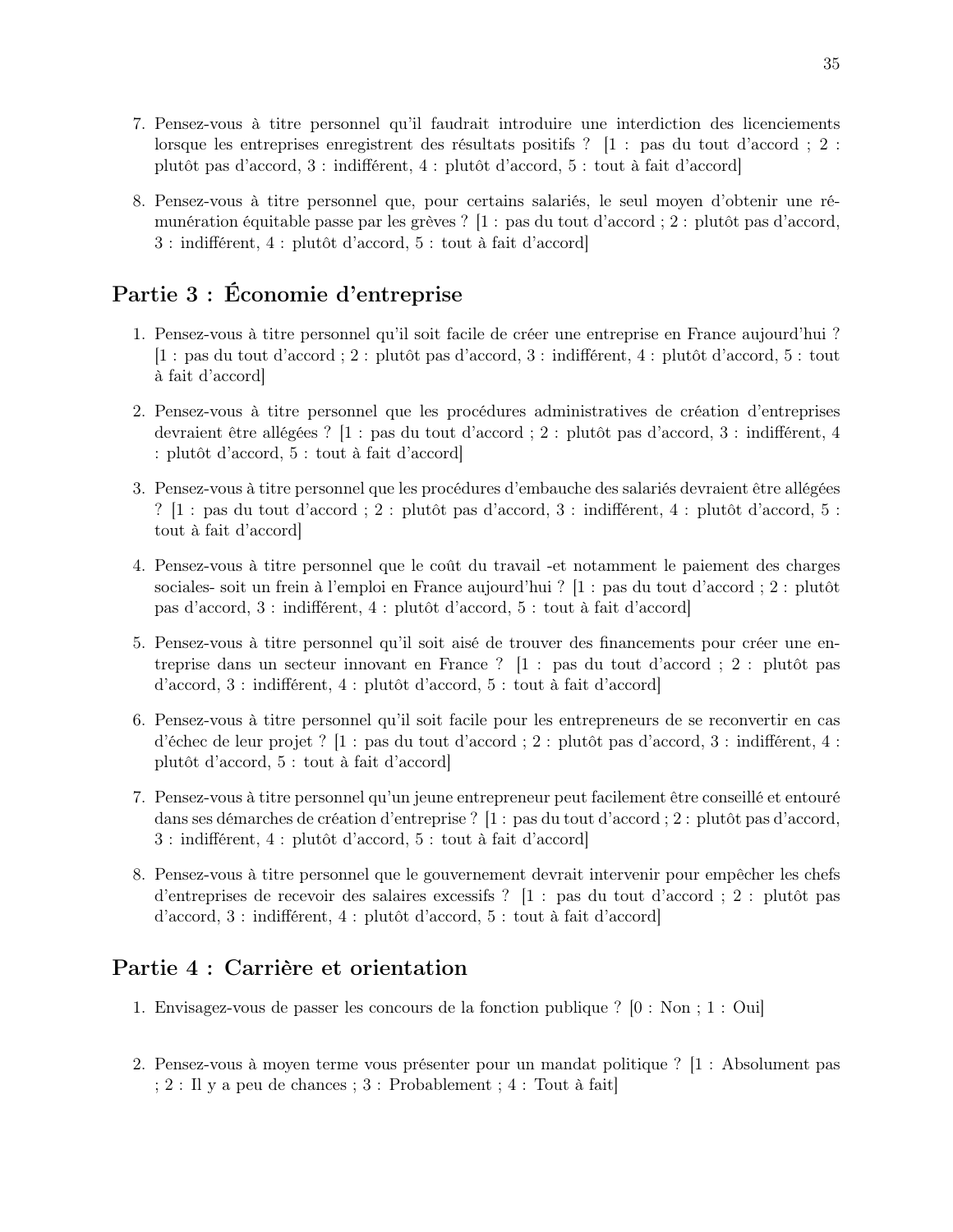7. Pensez-vous à titre personnel qu'il faudrait introduire une interdiction des licenciements lorsque les entreprises enregistrent des résultats positifs ? [1 : pas du tout d'accord ; 2 : plutôt pas d'accord, 3 : indifférent, 4 : plutôt d'accord, 5 : tout à fait d'accord]

8. Pensez-vous à titre personnel que, pour certains salariés, le seul moyen d'obtenir une rémunération équitable passe par les grèves ? [1 : pas du tout d'accord ; 2 : plutôt pas d'accord, 3 : indifférent, 4 : plutôt d'accord, 5 : tout à fait d'accord]

## Partie 3 : Économie d'entreprise

1. Pensez-vous à titre personnel qu'il soit facile de créer une entreprise en France aujourd'hui ? [1 : pas du tout d'accord ; 2 : plutôt pas d'accord, 3 : indifférent, 4 : plutôt d'accord, 5 : tout à fait d'accord]

2. Pensez-vous à titre personnel que les procédures administratives de création d'entreprises devraient être allégées ? [1 : pas du tout d'accord ; 2 : plutôt pas d'accord, 3 : indifférent, 4 : plutôt d'accord, 5 : tout à fait d'accord]

3. Pensez-vous à titre personnel que les procédures d'embauche des salariés devraient être allégées ? [1 : pas du tout d'accord ; 2 : plutôt pas d'accord, 3 : indifférent, 4 : plutôt d'accord, 5 : tout à fait d'accord]

4. Pensez-vous à titre personnel que le coût du travail -et notamment le paiement des charges sociales- soit un frein à l'emploi en France aujourd'hui ? [1 : pas du tout d'accord ; 2 : plutôt pas d'accord, 3 : indifférent, 4 : plutôt d'accord, 5 : tout à fait d'accord]

5. Pensez-vous à titre personnel qu'il soit aisé de trouver des financements pour créer une entreprise dans un secteur innovant en France ? [1 : pas du tout d'accord ; 2 : plutôt pas d'accord, 3 : indifférent, 4 : plutôt d'accord, 5 : tout à fait d'accord]

6. Pensez-vous à titre personnel qu'il soit facile pour les entrepreneurs de se reconvertir en cas d'échec de leur projet ? [1 : pas du tout d'accord ; 2 : plutôt pas d'accord, 3 : indifférent, 4 : plutôt d'accord, 5 : tout à fait d'accord]

7. Pensez-vous à titre personnel qu'un jeune entrepreneur peut facilement être conseillé et entouré dans ses démarches de création d'entreprise ? [1 : pas du tout d'accord ; 2 : plutôt pas d'accord, 3 : indifférent, 4 : plutôt d'accord, 5 : tout à fait d'accord]

8. Pensez-vous à titre personnel que le gouvernement devrait intervenir pour empêcher les chefs d'entreprises de recevoir des salaires excessifs ? [1 : pas du tout d'accord ; 2 : plutôt pas d'accord, 3 : indifférent, 4 : plutôt d'accord, 5 : tout à fait d'accord]

## Partie 4 : Carrière et orientation

1. Envisagez-vous de passer les concours de la fonction publique ? [0 : Non ; 1 : Oui]

2. Pensez-vous à moyen terme vous présenter pour un mandat politique ? [1 : Absolument pas ; 2 : Il y a peu de chances ; 3 : Probablement ; 4 : Tout à fait]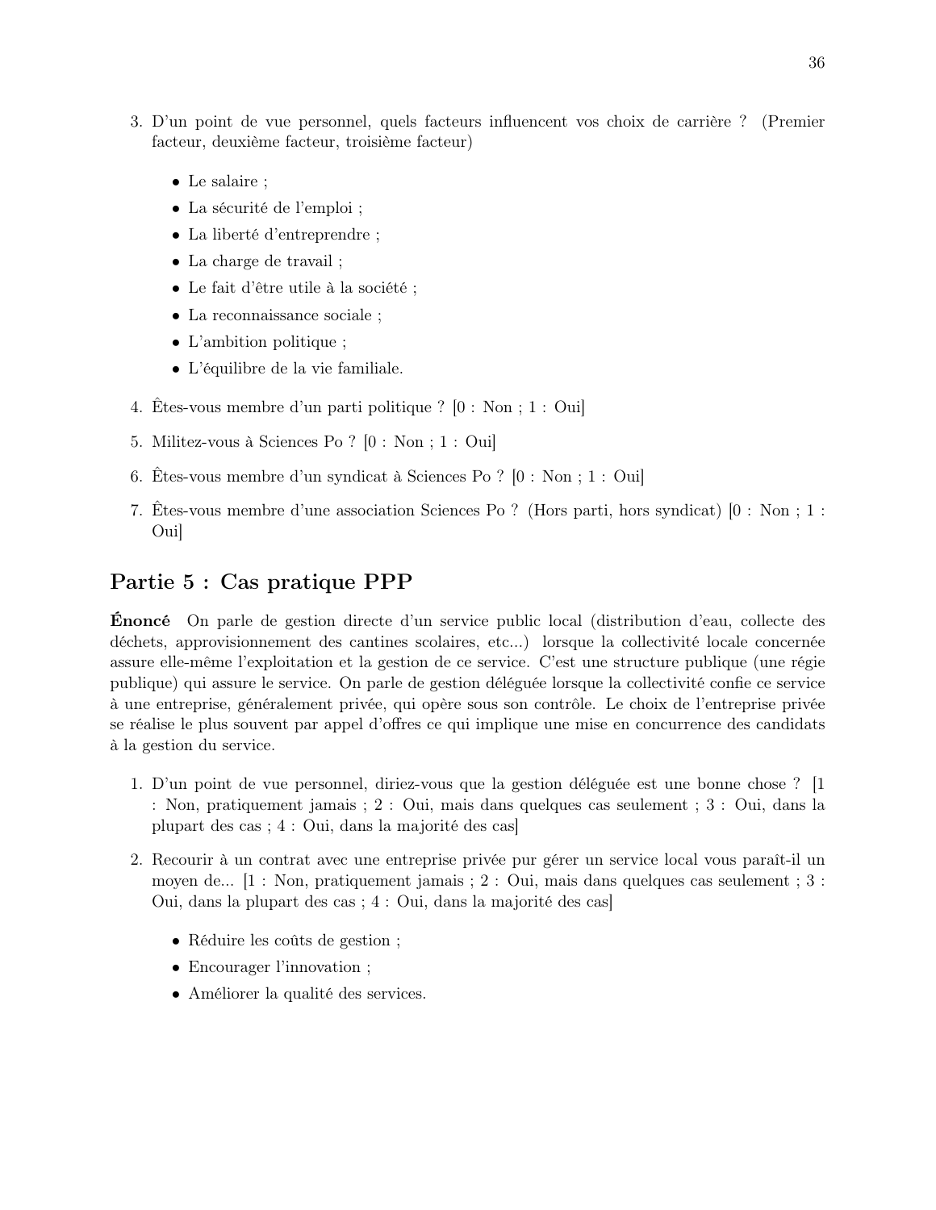3. D'un point de vue personnel, quels facteurs influencent vos choix de carrière ? (Premier facteur, deuxième facteur, troisième facteur)

   - Le salaire ;
   - La sécurité de l'emploi ;
   - La liberté d'entreprendre ;
   - La charge de travail ;
   - Le fait d'être utile à la société ;
   - La reconnaissance sociale ;
   - L'ambition politique ;
   - L'équilibre de la vie familiale.

4. Êtes-vous membre d'un parti politique ? [0 : Non ; 1 : Oui]

5. Militez-vous à Sciences Po ? [0 : Non ; 1 : Oui]

6. Êtes-vous membre d'un syndicat à Sciences Po ? [0 : Non ; 1 : Oui]

7. Êtes-vous membre d'une association Sciences Po ? (Hors parti, hors syndicat) [0 : Non ; 1 : Oui]

## Partie 5 : Cas pratique PPP

**Énoncé** On parle de gestion directe d'un service public local (distribution d'eau, collecte des déchets, approvisionnement des cantines scolaires, etc...) lorsque la collectivité locale concernée assure elle-même l'exploitation et la gestion de ce service. C'est une structure publique (une régie publique) qui assure le service. On parle de gestion déléguée lorsque la collectivité confie ce service à une entreprise, généralement privée, qui opère sous son contrôle. Le choix de l'entreprise privée se réalise le plus souvent par appel d'offres ce qui implique une mise en concurrence des candidats à la gestion du service.

1. D'un point de vue personnel, diriez-vous que la gestion déléguée est une bonne chose ? [1 : Non, pratiquement jamais ; 2 : Oui, mais dans quelques cas seulement ; 3 : Oui, dans la plupart des cas ; 4 : Oui, dans la majorité des cas]

2. Recourir à un contrat avec une entreprise privée pur gérer un service local vous paraît-il un moyen de... [1 : Non, pratiquement jamais ; 2 : Oui, mais dans quelques cas seulement ; 3 : Oui, dans la plupart des cas ; 4 : Oui, dans la majorité des cas]

   - Réduire les coûts de gestion ;
   - Encourager l'innovation ;
   - Améliorer la qualité des services.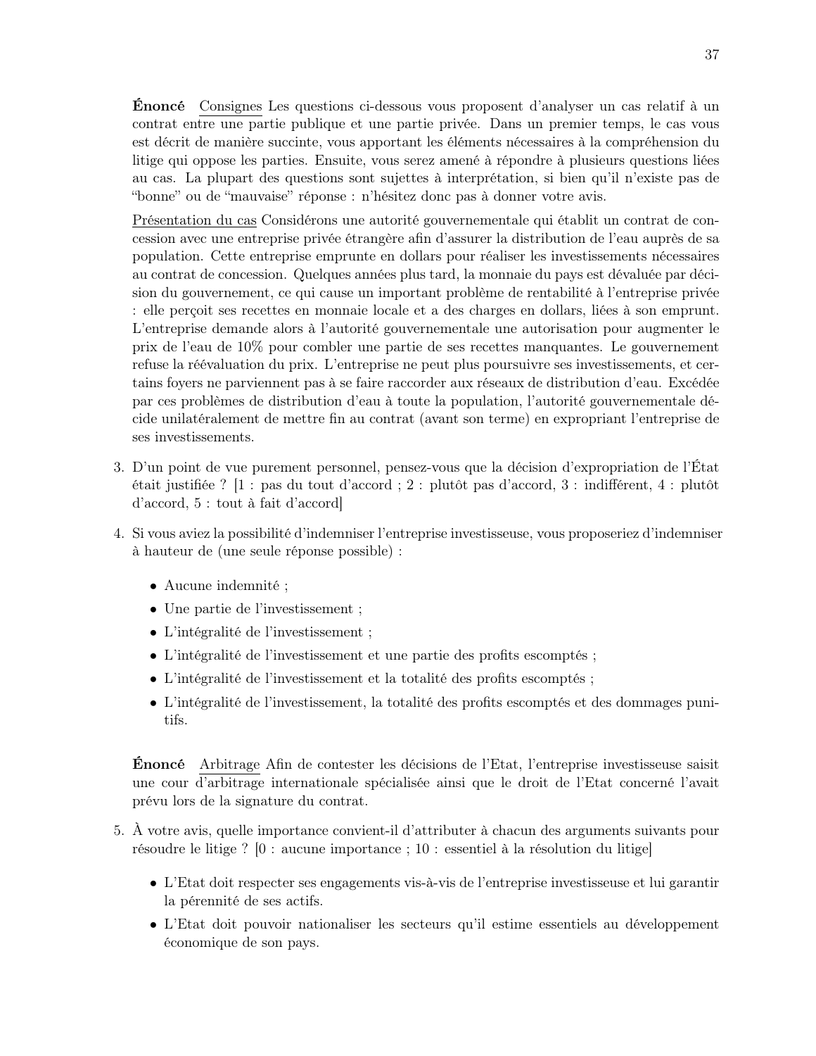**Énoncé** Consignes Les questions ci-dessous vous proposent d'analyser un cas relatif à un contrat entre une partie publique et une partie privée. Dans un premier temps, le cas vous est décrit de manière succinte, vous apportant les éléments nécessaires à la compréhension du litige qui oppose les parties. Ensuite, vous serez amené à répondre à plusieurs questions liées au cas. La plupart des questions sont sujettes à interprétation, si bien qu'il n'existe pas de "bonne" ou de "mauvaise" réponse : n'hésitez donc pas à donner votre avis.

Présentation du cas Considérons une autorité gouvernementale qui établit un contrat de concession avec une entreprise privée étrangère afin d'assurer la distribution de l'eau auprès de sa population. Cette entreprise emprunte en dollars pour réaliser les investissements nécessaires au contrat de concession. Quelques années plus tard, la monnaie du pays est dévaluée par décision du gouvernement, ce qui cause un important problème de rentabilité à l'entreprise privée : elle perçoit ses recettes en monnaie locale et a des charges en dollars, liées à son emprunt. L'entreprise demande alors à l'autorité gouvernementale une autorisation pour augmenter le prix de l'eau de 10% pour combler une partie de ses recettes manquantes. Le gouvernement refuse la réévaluation du prix. L'entreprise ne peut plus poursuivre ses investissements, et certains foyers ne parviennent pas à se faire raccorder aux réseaux de distribution d'eau. Excédée par ces problèmes de distribution d'eau à toute la population, l'autorité gouvernementale décide unilatéralement de mettre fin au contrat (avant son terme) en expropriant l'entreprise de ses investissements.

3. D'un point de vue purement personnel, pensez-vous que la décision d'expropriation de l'État était justifiée ? [1 : pas du tout d'accord ; 2 : plutôt pas d'accord, 3 : indifférent, 4 : plutôt d'accord, 5 : tout à fait d'accord]

4. Si vous aviez la possibilité d'indemniser l'entreprise investisseuse, vous proposeriez d'indemniser à hauteur de (une seule réponse possible) :

   - Aucune indemnité ;
   - Une partie de l'investissement ;
   - L'intégralité de l'investissement ;
   - L'intégralité de l'investissement et une partie des profits escomptés ;
   - L'intégralité de l'investissement et la totalité des profits escomptés ;
   - L'intégralité de l'investissement, la totalité des profits escomptés et des dommages punitifs.

**Énoncé** Arbitrage Afin de contester les décisions de l'Etat, l'entreprise investisseuse saisit une cour d'arbitrage internationale spécialisée ainsi que le droit de l'Etat concerné l'avait prévu lors de la signature du contrat.

5. À votre avis, quelle importance convient-il d'attribuer à chacun des arguments suivants pour résoudre le litige ? [0 : aucune importance ; 10 : essentiel à la résolution du litige]

   - L'Etat doit respecter ses engagements vis-à-vis de l'entreprise investisseuse et lui garantir la pérennité de ses actifs.
   - L'Etat doit pouvoir nationaliser les secteurs qu'il estime essentiels au développement économique de son pays.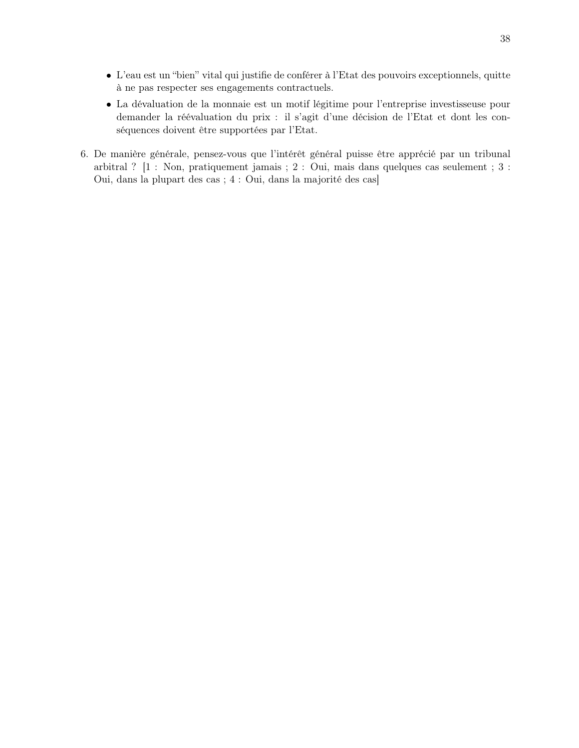- L'eau est un "bien" vital qui justifie de conférer à l'Etat des pouvoirs exceptionnels, quitte à ne pas respecter ses engagements contractuels.
- La dévaluation de la monnaie est un motif légitime pour l'entreprise investisseuse pour demander la réévaluation du prix : il s'agit d'une décision de l'Etat et dont les conséquences doivent être supportées par l'Etat.

6. De manière générale, pensez-vous que l'intérêt général puisse être apprécié par un tribunal arbitral ? [1 : Non, pratiquement jamais ; 2 : Oui, mais dans quelques cas seulement ; 3 : Oui, dans la plupart des cas ; 4 : Oui, dans la majorité des cas]